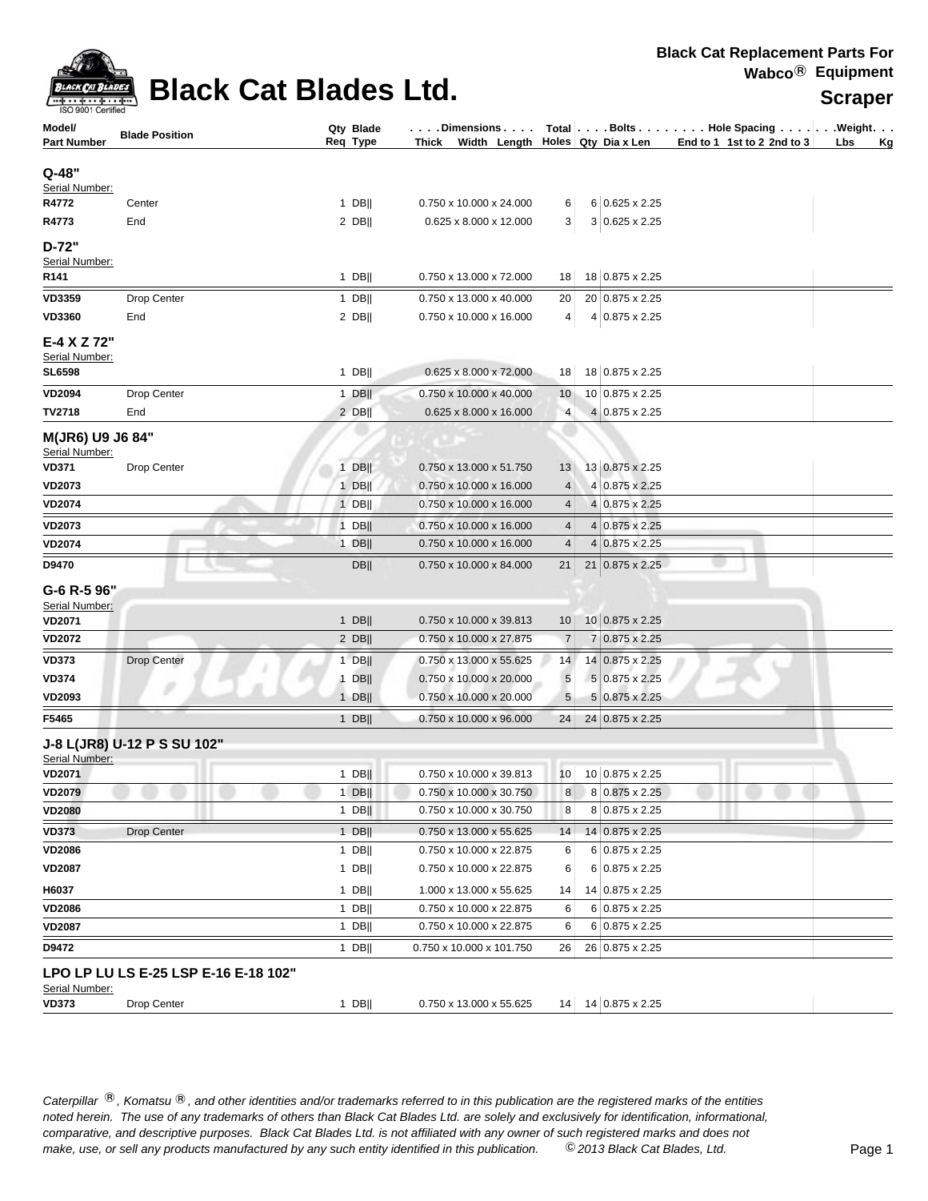# Black Cat Blades Ltd.

**Black Cat Replacement Parts For Wabco® Equipment**

**Scraper**

| Model/ Part Number | Blade Position | Qty Req | Blade Type | Dimensions Thick x Width x Length | Total Holes | Bolts Qty | Bolts Dia x Len | Hole Spacing End to 1 | 1st to 2 | 2nd to 3 | Weight Lbs | Kg |
|---|---|---|---|---|---|---|---|---|---|---|---|---|
| **Q-48"** | | | | | | | | | | | | |
| Serial Number: | | | | | | | | | | | | |
| **R4772** | Center | 1 | DB\|\| | 0.750 x 10.000 x 24.000 | 6 | 6 | 0.625 x 2.25 | | | | | |
| **R4773** | End | 2 | DB\|\| | 0.625 x 8.000 x 12.000 | 3 | 3 | 0.625 x 2.25 | | | | | |
| **D-72"** | | | | | | | | | | | | |
| Serial Number: | | | | | | | | | | | | |
| **R141** | | 1 | DB\|\| | 0.750 x 13.000 x 72.000 | 18 | 18 | 0.875 x 2.25 | | | | | |
| **VD3359** | Drop Center | 1 | DB\|\| | 0.750 x 13.000 x 40.000 | 20 | 20 | 0.875 x 2.25 | | | | | |
| **VD3360** | End | 2 | DB\|\| | 0.750 x 10.000 x 16.000 | 4 | 4 | 0.875 x 2.25 | | | | | |
| **E-4 X Z 72"** | | | | | | | | | | | | |
| Serial Number: | | | | | | | | | | | | |
| **SL6598** | | 1 | DB\|\| | 0.625 x 8.000 x 72.000 | 18 | 18 | 0.875 x 2.25 | | | | | |
| **VD2094** | Drop Center | 1 | DB\|\| | 0.750 x 10.000 x 40.000 | 10 | 10 | 0.875 x 2.25 | | | | | |
| **TV2718** | End | 2 | DB\|\| | 0.625 x 8.000 x 16.000 | 4 | 4 | 0.875 x 2.25 | | | | | |
| **M(JR6) U9 J6 84"** | | | | | | | | | | | | |
| Serial Number: | | | | | | | | | | | | |
| **VD371** | Drop Center | 1 | DB\|\| | 0.750 x 13.000 x 51.750 | 13 | 13 | 0.875 x 2.25 | | | | | |
| **VD2073** | | 1 | DB\|\| | 0.750 x 10.000 x 16.000 | 4 | 4 | 0.875 x 2.25 | | | | | |
| **VD2074** | | 1 | DB\|\| | 0.750 x 10.000 x 16.000 | 4 | 4 | 0.875 x 2.25 | | | | | |
| **VD2073** | | 1 | DB\|\| | 0.750 x 10.000 x 16.000 | 4 | 4 | 0.875 x 2.25 | | | | | |
| **VD2074** | | 1 | DB\|\| | 0.750 x 10.000 x 16.000 | 4 | 4 | 0.875 x 2.25 | | | | | |
| **D9470** | | | DB\|\| | 0.750 x 10.000 x 84.000 | 21 | 21 | 0.875 x 2.25 | | | | | |
| **G-6 R-5 96"** | | | | | | | | | | | | |
| Serial Number: | | | | | | | | | | | | |
| **VD2071** | | 1 | DB\|\| | 0.750 x 10.000 x 39.813 | 10 | 10 | 0.875 x 2.25 | | | | | |
| **VD2072** | | 2 | DB\|\| | 0.750 x 10.000 x 27.875 | 7 | 7 | 0.875 x 2.25 | | | | | |
| **VD373** | Drop Center | 1 | DB\|\| | 0.750 x 13.000 x 55.625 | 14 | 14 | 0.875 x 2.25 | | | | | |
| **VD374** | | 1 | DB\|\| | 0.750 x 10.000 x 20.000 | 5 | 5 | 0.875 x 2.25 | | | | | |
| **VD2093** | | 1 | DB\|\| | 0.750 x 10.000 x 20.000 | 5 | 5 | 0.875 x 2.25 | | | | | |
| **F5465** | | 1 | DB\|\| | 0.750 x 10.000 x 96.000 | 24 | 24 | 0.875 x 2.25 | | | | | |
| **J-8 L(JR8) U-12 P S SU 102"** | | | | | | | | | | | | |
| Serial Number: | | | | | | | | | | | | |
| **VD2071** | | 1 | DB\|\| | 0.750 x 10.000 x 39.813 | 10 | 10 | 0.875 x 2.25 | | | | | |
| **VD2079** | | 1 | DB\|\| | 0.750 x 10.000 x 30.750 | 8 | 8 | 0.875 x 2.25 | | | | | |
| **VD2080** | | 1 | DB\|\| | 0.750 x 10.000 x 30.750 | 8 | 8 | 0.875 x 2.25 | | | | | |
| **VD373** | Drop Center | 1 | DB\|\| | 0.750 x 13.000 x 55.625 | 14 | 14 | 0.875 x 2.25 | | | | | |
| **VD2086** | | 1 | DB\|\| | 0.750 x 10.000 x 22.875 | 6 | 6 | 0.875 x 2.25 | | | | | |
| **VD2087** | | 1 | DB\|\| | 0.750 x 10.000 x 22.875 | 6 | 6 | 0.875 x 2.25 | | | | | |
| **H6037** | | 1 | DB\|\| | 1.000 x 13.000 x 55.625 | 14 | 14 | 0.875 x 2.25 | | | | | |
| **VD2086** | | 1 | DB\|\| | 0.750 x 10.000 x 22.875 | 6 | 6 | 0.875 x 2.25 | | | | | |
| **VD2087** | | 1 | DB\|\| | 0.750 x 10.000 x 22.875 | 6 | 6 | 0.875 x 2.25 | | | | | |
| **D9472** | | 1 | DB\|\| | 0.750 x 10.000 x 101.750 | 26 | 26 | 0.875 x 2.25 | | | | | |
| **LPO LP LU LS E-25 LSP E-16 E-18 102"** | | | | | | | | | | | | |
| Serial Number: | | | | | | | | | | | | |
| **VD373** | Drop Center | 1 | DB\|\| | 0.750 x 13.000 x 55.625 | 14 | 14 | 0.875 x 2.25 | | | | | |

*Caterpillar ®, Komatsu ®, and other identities and/or trademarks referred to in this publication are the registered marks of the entities noted herein. The use of any trademarks of others than Black Cat Blades Ltd. are solely and exclusively for identification, informational, comparative, and descriptive purposes. Black Cat Blades Ltd. is not affiliated with any owner of such registered marks and does not make, use, or sell any products manufactured by any such entity identified in this publication. © 2013 Black Cat Blades, Ltd.*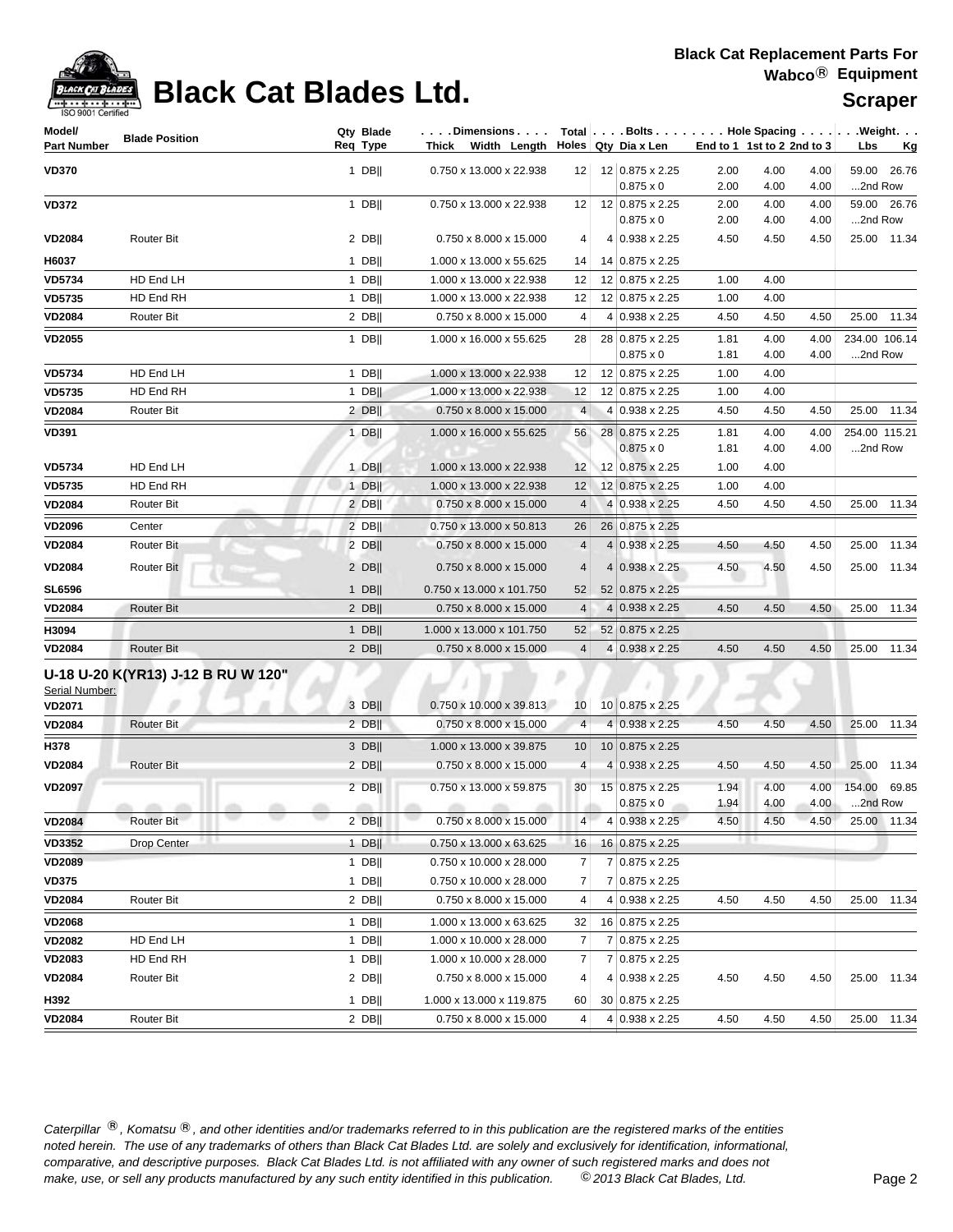# Black Cat Blades Ltd.

**Black Cat Replacement Parts For Wabco® Equipment**

**Scraper**

| Model/ Part Number | Blade Position | Qty Req | Blade Type | Dimensions Thick Width Length | Total Holes | Bolts Qty | Dia x Len | Hole Spacing End to 1 | 1st to 2 | 2nd to 3 | Weight Lbs | Kg |
|---|---|---|---|---|---|---|---|---|---|---|---|---|
| **VD370** | | 1 | DB‖ | 0.750 x 13.000 x 22.938 | 12 | 12 | 0.875 x 2.25 | 2.00 | 4.00 | 4.00 | 59.00 | 26.76 |
| | | | | | | | 0.875 x 0 | 2.00 | 4.00 | 4.00 | ...2nd Row | |
| **VD372** | | 1 | DB‖ | 0.750 x 13.000 x 22.938 | 12 | 12 | 0.875 x 2.25 | 2.00 | 4.00 | 4.00 | 59.00 | 26.76 |
| | | | | | | | 0.875 x 0 | 2.00 | 4.00 | 4.00 | ...2nd Row | |
| **VD2084** | Router Bit | 2 | DB‖ | 0.750 x 8.000 x 15.000 | 4 | 4 | 0.938 x 2.25 | 4.50 | 4.50 | 4.50 | 25.00 | 11.34 |
| **H6037** | | 1 | DB‖ | 1.000 x 13.000 x 55.625 | 14 | 14 | 0.875 x 2.25 | | | | | |
| **VD5734** | HD End LH | 1 | DB‖ | 1.000 x 13.000 x 22.938 | 12 | 12 | 0.875 x 2.25 | 1.00 | 4.00 | | | |
| **VD5735** | HD End RH | 1 | DB‖ | 1.000 x 13.000 x 22.938 | 12 | 12 | 0.875 x 2.25 | 1.00 | 4.00 | | | |
| **VD2084** | Router Bit | 2 | DB‖ | 0.750 x 8.000 x 15.000 | 4 | 4 | 0.938 x 2.25 | 4.50 | 4.50 | 4.50 | 25.00 | 11.34 |
| **VD2055** | | 1 | DB‖ | 1.000 x 16.000 x 55.625 | 28 | 28 | 0.875 x 2.25 | 1.81 | 4.00 | 4.00 | 234.00 | 106.14 |
| | | | | | | | 0.875 x 0 | 1.81 | 4.00 | 4.00 | ...2nd Row | |
| **VD5734** | HD End LH | 1 | DB‖ | 1.000 x 13.000 x 22.938 | 12 | 12 | 0.875 x 2.25 | 1.00 | 4.00 | | | |
| **VD5735** | HD End RH | 1 | DB‖ | 1.000 x 13.000 x 22.938 | 12 | 12 | 0.875 x 2.25 | 1.00 | 4.00 | | | |
| **VD2084** | Router Bit | 2 | DB‖ | 0.750 x 8.000 x 15.000 | 4 | 4 | 0.938 x 2.25 | 4.50 | 4.50 | 4.50 | 25.00 | 11.34 |
| **VD391** | | 1 | DB‖ | 1.000 x 16.000 x 55.625 | 56 | 28 | 0.875 x 2.25 | 1.81 | 4.00 | 4.00 | 254.00 | 115.21 |
| | | | | | | | 0.875 x 0 | 1.81 | 4.00 | 4.00 | ...2nd Row | |
| **VD5734** | HD End LH | 1 | DB‖ | 1.000 x 13.000 x 22.938 | 12 | 12 | 0.875 x 2.25 | 1.00 | 4.00 | | | |
| **VD5735** | HD End RH | 1 | DB‖ | 1.000 x 13.000 x 22.938 | 12 | 12 | 0.875 x 2.25 | 1.00 | 4.00 | | | |
| **VD2084** | Router Bit | 2 | DB‖ | 0.750 x 8.000 x 15.000 | 4 | 4 | 0.938 x 2.25 | 4.50 | 4.50 | 4.50 | 25.00 | 11.34 |
| **VD2096** | Center | 2 | DB‖ | 0.750 x 13.000 x 50.813 | 26 | 26 | 0.875 x 2.25 | | | | | |
| **VD2084** | Router Bit | 2 | DB‖ | 0.750 x 8.000 x 15.000 | 4 | 4 | 0.938 x 2.25 | 4.50 | 4.50 | 4.50 | 25.00 | 11.34 |
| **VD2084** | Router Bit | 2 | DB‖ | 0.750 x 8.000 x 15.000 | 4 | 4 | 0.938 x 2.25 | 4.50 | 4.50 | 4.50 | 25.00 | 11.34 |
| **SL6596** | | 1 | DB‖ | 0.750 x 13.000 x 101.750 | 52 | 52 | 0.875 x 2.25 | | | | | |
| **VD2084** | Router Bit | 2 | DB‖ | 0.750 x 8.000 x 15.000 | 4 | 4 | 0.938 x 2.25 | 4.50 | 4.50 | 4.50 | 25.00 | 11.34 |
| **H3094** | | 1 | DB‖ | 1.000 x 13.000 x 101.750 | 52 | 52 | 0.875 x 2.25 | | | | | |
| **VD2084** | Router Bit | 2 | DB‖ | 0.750 x 8.000 x 15.000 | 4 | 4 | 0.938 x 2.25 | 4.50 | 4.50 | 4.50 | 25.00 | 11.34 |

## U-18 U-20 K(YR13) J-12 B RU W 120"

Serial Number:

| Model/ Part Number | Blade Position | Qty Req | Blade Type | Dimensions Thick Width Length | Total Holes | Bolts Qty | Dia x Len | Hole Spacing End to 1 | 1st to 2 | 2nd to 3 | Weight Lbs | Kg |
|---|---|---|---|---|---|---|---|---|---|---|---|---|
| **VD2071** | | 3 | DB‖ | 0.750 x 10.000 x 39.813 | 10 | 10 | 0.875 x 2.25 | | | | | |
| **VD2084** | Router Bit | 2 | DB‖ | 0.750 x 8.000 x 15.000 | 4 | 4 | 0.938 x 2.25 | 4.50 | 4.50 | 4.50 | 25.00 | 11.34 |
| **H378** | | 3 | DB‖ | 1.000 x 13.000 x 39.875 | 10 | 10 | 0.875 x 2.25 | | | | | |
| **VD2084** | Router Bit | 2 | DB‖ | 0.750 x 8.000 x 15.000 | 4 | 4 | 0.938 x 2.25 | 4.50 | 4.50 | 4.50 | 25.00 | 11.34 |
| **VD2097** | | 2 | DB‖ | 0.750 x 13.000 x 59.875 | 30 | 15 | 0.875 x 2.25 | 1.94 | 4.00 | 4.00 | 154.00 | 69.85 |
| | | | | | | | 0.875 x 0 | 1.94 | 4.00 | 4.00 | ...2nd Row | |
| **VD2084** | Router Bit | 2 | DB‖ | 0.750 x 8.000 x 15.000 | 4 | 4 | 0.938 x 2.25 | 4.50 | 4.50 | 4.50 | 25.00 | 11.34 |
| **VD3352** | Drop Center | 1 | DB‖ | 0.750 x 13.000 x 63.625 | 16 | 16 | 0.875 x 2.25 | | | | | |
| **VD2089** | | 1 | DB‖ | 0.750 x 10.000 x 28.000 | 7 | 7 | 0.875 x 2.25 | | | | | |
| **VD375** | | 1 | DB‖ | 0.750 x 10.000 x 28.000 | 7 | 7 | 0.875 x 2.25 | | | | | |
| **VD2084** | Router Bit | 2 | DB‖ | 0.750 x 8.000 x 15.000 | 4 | 4 | 0.938 x 2.25 | 4.50 | 4.50 | 4.50 | 25.00 | 11.34 |
| **VD2068** | | 1 | DB‖ | 1.000 x 13.000 x 63.625 | 32 | 16 | 0.875 x 2.25 | | | | | |
| **VD2082** | HD End LH | 1 | DB‖ | 1.000 x 10.000 x 28.000 | 7 | 7 | 0.875 x 2.25 | | | | | |
| **VD2083** | HD End RH | 1 | DB‖ | 1.000 x 10.000 x 28.000 | 7 | 7 | 0.875 x 2.25 | | | | | |
| **VD2084** | Router Bit | 2 | DB‖ | 0.750 x 8.000 x 15.000 | 4 | 4 | 0.938 x 2.25 | 4.50 | 4.50 | 4.50 | 25.00 | 11.34 |
| **H392** | | 1 | DB‖ | 1.000 x 13.000 x 119.875 | 60 | 30 | 0.875 x 2.25 | | | | | |
| **VD2084** | Router Bit | 2 | DB‖ | 0.750 x 8.000 x 15.000 | 4 | 4 | 0.938 x 2.25 | 4.50 | 4.50 | 4.50 | 25.00 | 11.34 |

*Caterpillar ®, Komatsu ®, and other identities and/or trademarks referred to in this publication are the registered marks of the entities noted herein. The use of any trademarks of others than Black Cat Blades Ltd. are solely and exclusively for identification, informational, comparative, and descriptive purposes. Black Cat Blades Ltd. is not affiliated with any owner of such registered marks and does not make, use, or sell any products manufactured by any such entity identified in this publication. © 2013 Black Cat Blades, Ltd.*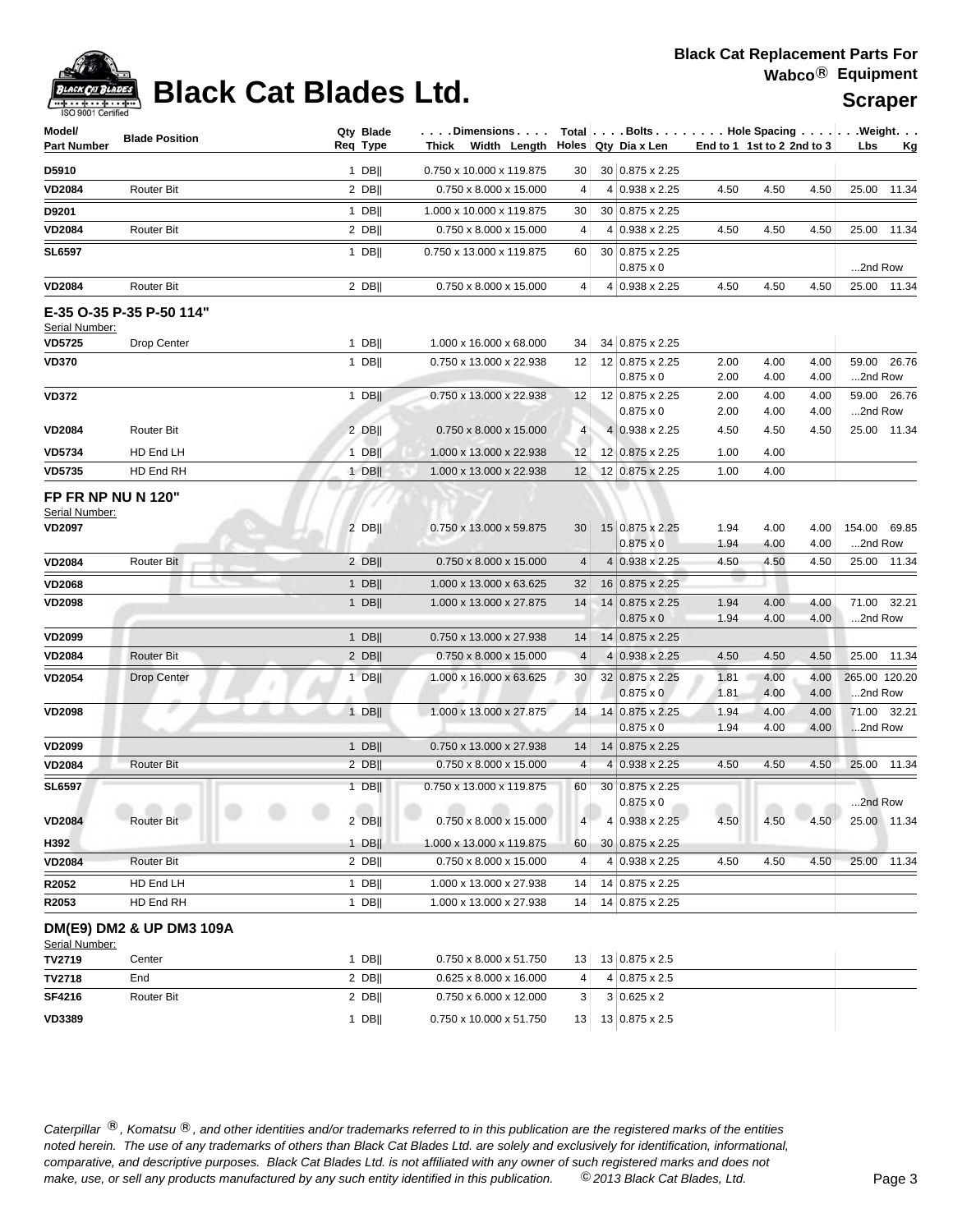# Black Cat Blades Ltd.

**Black Cat Replacement Parts For Wabco® Equipment**

**Scraper**

| Model/ Part Number | Blade Position | Qty Req | Blade Type | Dimensions Thick Width Length | Total Holes | Bolts Qty | Dia x Len | Hole Spacing End to 1 | 1st to 2 | 2nd to 3 | Weight Lbs | Kg |
|---|---|---|---|---|---|---|---|---|---|---|---|---|
| **D5910** | | 1 | DB‖ | 0.750 x 10.000 x 119.875 | 30 | 30 | 0.875 x 2.25 | | | | | |
| **VD2084** | Router Bit | 2 | DB‖ | 0.750 x 8.000 x 15.000 | 4 | 4 | 0.938 x 2.25 | 4.50 | 4.50 | 4.50 | 25.00 | 11.34 |
| **D9201** | | 1 | DB‖ | 1.000 x 10.000 x 119.875 | 30 | 30 | 0.875 x 2.25 | | | | | |
| **VD2084** | Router Bit | 2 | DB‖ | 0.750 x 8.000 x 15.000 | 4 | 4 | 0.938 x 2.25 | 4.50 | 4.50 | 4.50 | 25.00 | 11.34 |
| **SL6597** | | 1 | DB‖ | 0.750 x 13.000 x 119.875 | 60 | 30 | 0.875 x 2.25 | | | | | |
| | | | | | | | 0.875 x 0 | | | | ...2nd Row | |
| **VD2084** | Router Bit | 2 | DB‖ | 0.750 x 8.000 x 15.000 | 4 | 4 | 0.938 x 2.25 | 4.50 | 4.50 | 4.50 | 25.00 | 11.34 |

## E-35 O-35 P-35 P-50 114"

Serial Number:

| Model/ Part Number | Blade Position | Qty Req | Blade Type | Dimensions Thick Width Length | Total Holes | Bolts Qty | Dia x Len | Hole Spacing End to 1 | 1st to 2 | 2nd to 3 | Weight Lbs | Kg |
|---|---|---|---|---|---|---|---|---|---|---|---|---|
| **VD5725** | Drop Center | 1 | DB‖ | 1.000 x 16.000 x 68.000 | 34 | 34 | 0.875 x 2.25 | | | | | |
| **VD370** | | 1 | DB‖ | 0.750 x 13.000 x 22.938 | 12 | 12 | 0.875 x 2.25 | 2.00 | 4.00 | 4.00 | 59.00 | 26.76 |
| | | | | | | | 0.875 x 0 | 2.00 | 4.00 | 4.00 | ...2nd Row | |
| **VD372** | | 1 | DB‖ | 0.750 x 13.000 x 22.938 | 12 | 12 | 0.875 x 2.25 | 2.00 | 4.00 | 4.00 | 59.00 | 26.76 |
| | | | | | | | 0.875 x 0 | 2.00 | 4.00 | 4.00 | ...2nd Row | |
| **VD2084** | Router Bit | 2 | DB‖ | 0.750 x 8.000 x 15.000 | 4 | 4 | 0.938 x 2.25 | 4.50 | 4.50 | 4.50 | 25.00 | 11.34 |
| **VD5734** | HD End LH | 1 | DB‖ | 1.000 x 13.000 x 22.938 | 12 | 12 | 0.875 x 2.25 | 1.00 | 4.00 | | | |
| **VD5735** | HD End RH | 1 | DB‖ | 1.000 x 13.000 x 22.938 | 12 | 12 | 0.875 x 2.25 | 1.00 | 4.00 | | | |

## FP FR NP NU N 120"

Serial Number:

| Model/ Part Number | Blade Position | Qty Req | Blade Type | Dimensions Thick Width Length | Total Holes | Bolts Qty | Dia x Len | Hole Spacing End to 1 | 1st to 2 | 2nd to 3 | Weight Lbs | Kg |
|---|---|---|---|---|---|---|---|---|---|---|---|---|
| **VD2097** | | 2 | DB‖ | 0.750 x 13.000 x 59.875 | 30 | 15 | 0.875 x 2.25 | 1.94 | 4.00 | 4.00 | 154.00 | 69.85 |
| | | | | | | | 0.875 x 0 | 1.94 | 4.00 | 4.00 | ...2nd Row | |
| **VD2084** | Router Bit | 2 | DB‖ | 0.750 x 8.000 x 15.000 | 4 | 4 | 0.938 x 2.25 | 4.50 | 4.50 | 4.50 | 25.00 | 11.34 |
| **VD2068** | | 1 | DB‖ | 1.000 x 13.000 x 63.625 | 32 | 16 | 0.875 x 2.25 | | | | | |
| **VD2098** | | 1 | DB‖ | 1.000 x 13.000 x 27.875 | 14 | 14 | 0.875 x 2.25 | 1.94 | 4.00 | 4.00 | 71.00 | 32.21 |
| | | | | | | | 0.875 x 0 | 1.94 | 4.00 | 4.00 | ...2nd Row | |
| **VD2099** | | 1 | DB‖ | 0.750 x 13.000 x 27.938 | 14 | 14 | 0.875 x 2.25 | | | | | |
| **VD2084** | Router Bit | 2 | DB‖ | 0.750 x 8.000 x 15.000 | 4 | 4 | 0.938 x 2.25 | 4.50 | 4.50 | 4.50 | 25.00 | 11.34 |
| **VD2054** | Drop Center | 1 | DB‖ | 1.000 x 16.000 x 63.625 | 30 | 32 | 0.875 x 2.25 | 1.81 | 4.00 | 4.00 | 265.00 | 120.20 |
| | | | | | | | 0.875 x 0 | 1.81 | 4.00 | 4.00 | ...2nd Row | |
| **VD2098** | | 1 | DB‖ | 1.000 x 13.000 x 27.875 | 14 | 14 | 0.875 x 2.25 | 1.94 | 4.00 | 4.00 | 71.00 | 32.21 |
| | | | | | | | 0.875 x 0 | 1.94 | 4.00 | 4.00 | ...2nd Row | |
| **VD2099** | | 1 | DB‖ | 0.750 x 13.000 x 27.938 | 14 | 14 | 0.875 x 2.25 | | | | | |
| **VD2084** | Router Bit | 2 | DB‖ | 0.750 x 8.000 x 15.000 | 4 | 4 | 0.938 x 2.25 | 4.50 | 4.50 | 4.50 | 25.00 | 11.34 |
| **SL6597** | | 1 | DB‖ | 0.750 x 13.000 x 119.875 | 60 | 30 | 0.875 x 2.25 | | | | | |
| | | | | | | | 0.875 x 0 | | | | ...2nd Row | |
| **VD2084** | Router Bit | 2 | DB‖ | 0.750 x 8.000 x 15.000 | 4 | 4 | 0.938 x 2.25 | 4.50 | 4.50 | 4.50 | 25.00 | 11.34 |
| **H392** | | 1 | DB‖ | 1.000 x 13.000 x 119.875 | 60 | 30 | 0.875 x 2.25 | | | | | |
| **VD2084** | Router Bit | 2 | DB‖ | 0.750 x 8.000 x 15.000 | 4 | 4 | 0.938 x 2.25 | 4.50 | 4.50 | 4.50 | 25.00 | 11.34 |
| **R2052** | HD End LH | 1 | DB‖ | 1.000 x 13.000 x 27.938 | 14 | 14 | 0.875 x 2.25 | | | | | |
| **R2053** | HD End RH | 1 | DB‖ | 1.000 x 13.000 x 27.938 | 14 | 14 | 0.875 x 2.25 | | | | | |

## DM(E9) DM2 & UP DM3 109A

Serial Number:

| Model/ Part Number | Blade Position | Qty Req | Blade Type | Dimensions Thick Width Length | Total Holes | Bolts Qty | Dia x Len | Hole Spacing End to 1 | 1st to 2 | 2nd to 3 | Weight Lbs | Kg |
|---|---|---|---|---|---|---|---|---|---|---|---|---|
| **TV2719** | Center | 1 | DB‖ | 0.750 x 8.000 x 51.750 | 13 | 13 | 0.875 x 2.5 | | | | | |
| **TV2718** | End | 2 | DB‖ | 0.625 x 8.000 x 16.000 | 4 | 4 | 0.875 x 2.5 | | | | | |
| **SF4216** | Router Bit | 2 | DB‖ | 0.750 x 6.000 x 12.000 | 3 | 3 | 0.625 x 2 | | | | | |
| **VD3389** | | 1 | DB‖ | 0.750 x 10.000 x 51.750 | 13 | 13 | 0.875 x 2.5 | | | | | |

*Caterpillar ®, Komatsu ®, and other identities and/or trademarks referred to in this publication are the registered marks of the entities noted herein. The use of any trademarks of others than Black Cat Blades Ltd. are solely and exclusively for identification, informational, comparative, and descriptive purposes. Black Cat Blades Ltd. is not affiliated with any owner of such registered marks and does not make, use, or sell any products manufactured by any such entity identified in this publication.* *© 2013 Black Cat Blades, Ltd.*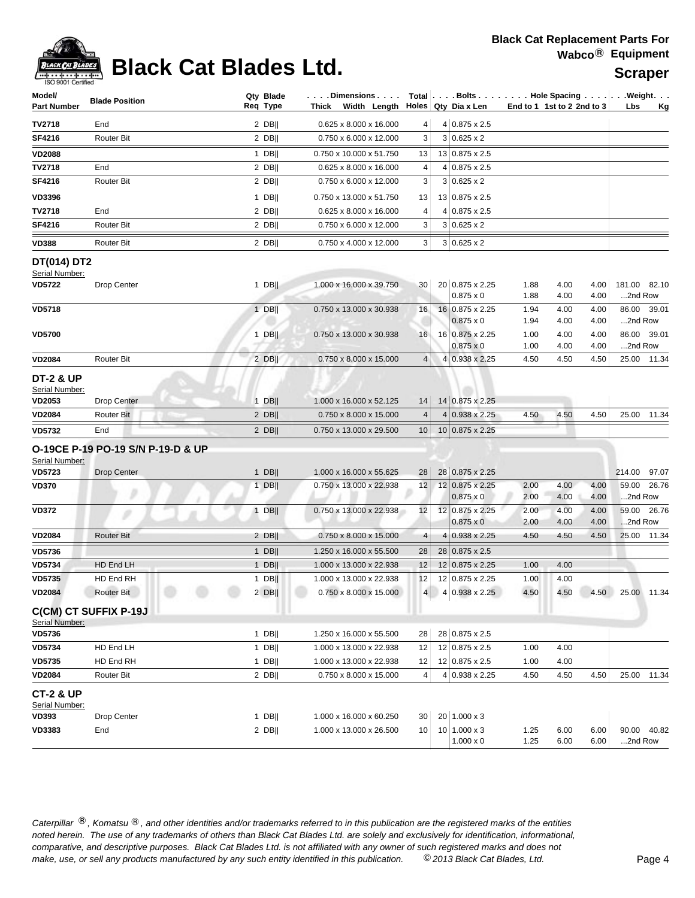# Black Cat Blades Ltd.

**Black Cat Replacement Parts For Wabco® Equipment**

**Scraper**

| Model/ Part Number | Blade Position | Qty Req | Blade Type | Dimensions Thick x Width x Length | Total Holes | Bolts Qty | Bolts Dia x Len | Hole Spacing End to 1 | 1st to 2 | 2nd to 3 | Weight Lbs | Kg |
|---|---|---|---|---|---|---|---|---|---|---|---|---|
| **TV2718** | End | 2 | DB\|\| | 0.625 x 8.000 x 16.000 | 4 | 4 | 0.875 x 2.5 | | | | | |
| **SF4216** | Router Bit | 2 | DB\|\| | 0.750 x 6.000 x 12.000 | 3 | 3 | 0.625 x 2 | | | | | |
| **VD2088** | | 1 | DB\|\| | 0.750 x 10.000 x 51.750 | 13 | 13 | 0.875 x 2.5 | | | | | |
| **TV2718** | End | 2 | DB\|\| | 0.625 x 8.000 x 16.000 | 4 | 4 | 0.875 x 2.5 | | | | | |
| **SF4216** | Router Bit | 2 | DB\|\| | 0.750 x 6.000 x 12.000 | 3 | 3 | 0.625 x 2 | | | | | |
| **VD3396** | | 1 | DB\|\| | 0.750 x 13.000 x 51.750 | 13 | 13 | 0.875 x 2.5 | | | | | |
| **TV2718** | End | 2 | DB\|\| | 0.625 x 8.000 x 16.000 | 4 | 4 | 0.875 x 2.5 | | | | | |
| **SF4216** | Router Bit | 2 | DB\|\| | 0.750 x 6.000 x 12.000 | 3 | 3 | 0.625 x 2 | | | | | |
| **VD388** | Router Bit | 2 | DB\|\| | 0.750 x 4.000 x 12.000 | 3 | 3 | 0.625 x 2 | | | | | |
| **DT(014) DT2** | | | | | | | | | | | | |
| Serial Number: | | | | | | | | | | | | |
| **VD5722** | Drop Center | 1 | DB\|\| | 1.000 x 16.000 x 39.750 | 30 | 20 | 0.875 x 2.25 | 1.88 | 4.00 | 4.00 | 181.00 | 82.10 |
| | | | | | | | 0.875 x 0 | 1.88 | 4.00 | 4.00 | ...2nd Row | |
| **VD5718** | | 1 | DB\|\| | 0.750 x 13.000 x 30.938 | 16 | 16 | 0.875 x 2.25 | 1.94 | 4.00 | 4.00 | 86.00 | 39.01 |
| | | | | | | | 0.875 x 0 | 1.94 | 4.00 | 4.00 | ...2nd Row | |
| **VD5700** | | 1 | DB\|\| | 0.750 x 13.000 x 30.938 | 16 | 16 | 0.875 x 2.25 | 1.00 | 4.00 | 4.00 | 86.00 | 39.01 |
| | | | | | | | 0.875 x 0 | 1.00 | 4.00 | 4.00 | ...2nd Row | |
| **VD2084** | Router Bit | 2 | DB\|\| | 0.750 x 8.000 x 15.000 | 4 | 4 | 0.938 x 2.25 | 4.50 | 4.50 | 4.50 | 25.00 | 11.34 |
| **DT-2 & UP** | | | | | | | | | | | | |
| Serial Number: | | | | | | | | | | | | |
| **VD2053** | Drop Center | 1 | DB\|\| | 1.000 x 16.000 x 52.125 | 14 | 14 | 0.875 x 2.25 | | | | | |
| **VD2084** | Router Bit | 2 | DB\|\| | 0.750 x 8.000 x 15.000 | 4 | 4 | 0.938 x 2.25 | 4.50 | 4.50 | 4.50 | 25.00 | 11.34 |
| **VD5732** | End | 2 | DB\|\| | 0.750 x 13.000 x 29.500 | 10 | 10 | 0.875 x 2.25 | | | | | |
| **O-19CE P-19 PO-19 S/N P-19-D & UP** | | | | | | | | | | | | |
| Serial Number: | | | | | | | | | | | | |
| **VD5723** | Drop Center | 1 | DB\|\| | 1.000 x 16.000 x 55.625 | 28 | 28 | 0.875 x 2.25 | | | | 214.00 | 97.07 |
| **VD370** | | 1 | DB\|\| | 0.750 x 13.000 x 22.938 | 12 | 12 | 0.875 x 2.25 | 2.00 | 4.00 | 4.00 | 59.00 | 26.76 |
| | | | | | | | 0.875 x 0 | 2.00 | 4.00 | 4.00 | ...2nd Row | |
| **VD372** | | 1 | DB\|\| | 0.750 x 13.000 x 22.938 | 12 | 12 | 0.875 x 2.25 | 2.00 | 4.00 | 4.00 | 59.00 | 26.76 |
| | | | | | | | 0.875 x 0 | 2.00 | 4.00 | 4.00 | ...2nd Row | |
| **VD2084** | Router Bit | 2 | DB\|\| | 0.750 x 8.000 x 15.000 | 4 | 4 | 0.938 x 2.25 | 4.50 | 4.50 | 4.50 | 25.00 | 11.34 |
| **VD5736** | | 1 | DB\|\| | 1.250 x 16.000 x 55.500 | 28 | 28 | 0.875 x 2.5 | | | | | |
| **VD5734** | HD End LH | 1 | DB\|\| | 1.000 x 13.000 x 22.938 | 12 | 12 | 0.875 x 2.25 | 1.00 | 4.00 | | | |
| **VD5735** | HD End RH | 1 | DB\|\| | 1.000 x 13.000 x 22.938 | 12 | 12 | 0.875 x 2.25 | 1.00 | 4.00 | | | |
| **VD2084** | Router Bit | 2 | DB\|\| | 0.750 x 8.000 x 15.000 | 4 | 4 | 0.938 x 2.25 | 4.50 | 4.50 | 4.50 | 25.00 | 11.34 |
| **C(CM) CT SUFFIX P-19J** | | | | | | | | | | | | |
| Serial Number: | | | | | | | | | | | | |
| **VD5736** | | 1 | DB\|\| | 1.250 x 16.000 x 55.500 | 28 | 28 | 0.875 x 2.5 | | | | | |
| **VD5734** | HD End LH | 1 | DB\|\| | 1.000 x 13.000 x 22.938 | 12 | 12 | 0.875 x 2.5 | 1.00 | 4.00 | | | |
| **VD5735** | HD End RH | 1 | DB\|\| | 1.000 x 13.000 x 22.938 | 12 | 12 | 0.875 x 2.5 | 1.00 | 4.00 | | | |
| **VD2084** | Router Bit | 2 | DB\|\| | 0.750 x 8.000 x 15.000 | 4 | 4 | 0.938 x 2.25 | 4.50 | 4.50 | 4.50 | 25.00 | 11.34 |
| **CT-2 & UP** | | | | | | | | | | | | |
| Serial Number: | | | | | | | | | | | | |
| **VD393** | Drop Center | 1 | DB\|\| | 1.000 x 16.000 x 60.250 | 30 | 20 | 1.000 x 3 | | | | | |
| **VD3383** | End | 2 | DB\|\| | 1.000 x 13.000 x 26.500 | 10 | 10 | 1.000 x 3 | 1.25 | 6.00 | 6.00 | 90.00 | 40.82 |
| | | | | | | | 1.000 x 0 | 1.25 | 6.00 | 6.00 | ...2nd Row | |

*Caterpillar ®, Komatsu ®, and other identities and/or trademarks referred to in this publication are the registered marks of the entities noted herein. The use of any trademarks of others than Black Cat Blades Ltd. are solely and exclusively for identification, informational, comparative, and descriptive purposes. Black Cat Blades Ltd. is not affiliated with any owner of such registered marks and does not make, use, or sell any products manufactured by any such entity identified in this publication. © 2013 Black Cat Blades, Ltd.*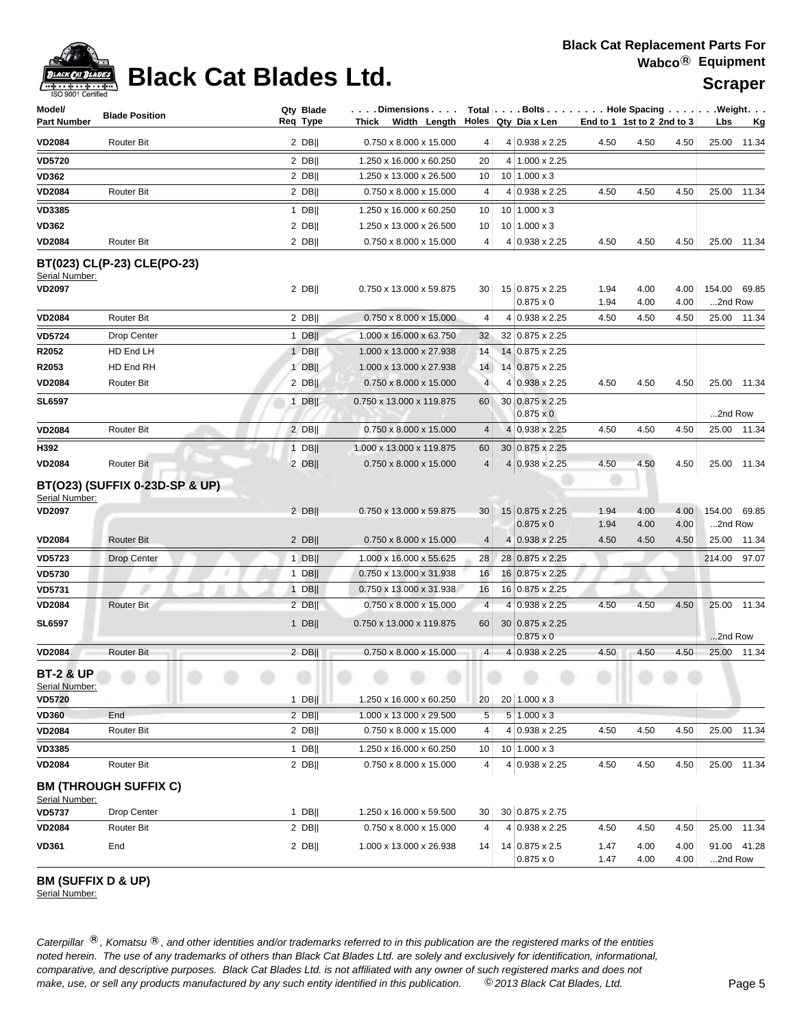# Black Cat Blades Ltd.

**Black Cat Replacement Parts For Wabco® Equipment**

**Scraper**

| Model/ Part Number | Blade Position | Qty Req | Blade Type | Dimensions Thick x Width x Length | Total Holes | Bolts Qty | Bolts Dia x Len | Hole Spacing End to 1 | Hole Spacing 1st to 2 | Hole Spacing 2nd to 3 | Weight Lbs | Weight Kg |
|---|---|---|---|---|---|---|---|---|---|---|---|---|
| **VD2084** | Router Bit | 2 | DB\|\| | 0.750 x 8.000 x 15.000 | 4 | 4 | 0.938 x 2.25 | 4.50 | 4.50 | 4.50 | 25.00 | 11.34 |
| **VD5720** | | 2 | DB\|\| | 1.250 x 16.000 x 60.250 | 20 | 4 | 1.000 x 2.25 | | | | | |
| **VD362** | | 2 | DB\|\| | 1.250 x 13.000 x 26.500 | 10 | 10 | 1.000 x 3 | | | | | |
| **VD2084** | Router Bit | 2 | DB\|\| | 0.750 x 8.000 x 15.000 | 4 | 4 | 0.938 x 2.25 | 4.50 | 4.50 | 4.50 | 25.00 | 11.34 |
| **VD3385** | | 1 | DB\|\| | 1.250 x 16.000 x 60.250 | 10 | 10 | 1.000 x 3 | | | | | |
| **VD362** | | 2 | DB\|\| | 1.250 x 13.000 x 26.500 | 10 | 10 | 1.000 x 3 | | | | | |
| **VD2084** | Router Bit | 2 | DB\|\| | 0.750 x 8.000 x 15.000 | 4 | 4 | 0.938 x 2.25 | 4.50 | 4.50 | 4.50 | 25.00 | 11.34 |

## BT(023) CL(P-23) CLE(PO-23)

Serial Number:

| Model/ Part Number | Blade Position | Qty Req | Blade Type | Dimensions Thick x Width x Length | Total Holes | Bolts Qty | Bolts Dia x Len | Hole Spacing End to 1 | Hole Spacing 1st to 2 | Hole Spacing 2nd to 3 | Weight Lbs | Weight Kg |
|---|---|---|---|---|---|---|---|---|---|---|---|---|
| **VD2097** | | 2 | DB\|\| | 0.750 x 13.000 x 59.875 | 30 | 15 | 0.875 x 2.25 | 1.94 | 4.00 | 4.00 | 154.00 | 69.85 |
| | | | | | | | 0.875 x 0 | 1.94 | 4.00 | 4.00 | ...2nd Row | |
| **VD2084** | Router Bit | 2 | DB\|\| | 0.750 x 8.000 x 15.000 | 4 | 4 | 0.938 x 2.25 | 4.50 | 4.50 | 4.50 | 25.00 | 11.34 |
| **VD5724** | Drop Center | 1 | DB\|\| | 1.000 x 16.000 x 63.750 | 32 | 32 | 0.875 x 2.25 | | | | | |
| **R2052** | HD End LH | 1 | DB\|\| | 1.000 x 13.000 x 27.938 | 14 | 14 | 0.875 x 2.25 | | | | | |
| **R2053** | HD End RH | 1 | DB\|\| | 1.000 x 13.000 x 27.938 | 14 | 14 | 0.875 x 2.25 | | | | | |
| **VD2084** | Router Bit | 2 | DB\|\| | 0.750 x 8.000 x 15.000 | 4 | 4 | 0.938 x 2.25 | 4.50 | 4.50 | 4.50 | 25.00 | 11.34 |
| **SL6597** | | 1 | DB\|\| | 0.750 x 13.000 x 119.875 | 60 | 30 | 0.875 x 2.25 | | | | | |
| | | | | | | | 0.875 x 0 | | | | ...2nd Row | |
| **VD2084** | Router Bit | 2 | DB\|\| | 0.750 x 8.000 x 15.000 | 4 | 4 | 0.938 x 2.25 | 4.50 | 4.50 | 4.50 | 25.00 | 11.34 |
| **H392** | | 1 | DB\|\| | 1.000 x 13.000 x 119.875 | 60 | 30 | 0.875 x 2.25 | | | | | |
| **VD2084** | Router Bit | 2 | DB\|\| | 0.750 x 8.000 x 15.000 | 4 | 4 | 0.938 x 2.25 | 4.50 | 4.50 | 4.50 | 25.00 | 11.34 |

## BT(O23) (SUFFIX 0-23D-SP & UP)

Serial Number:

| Model/ Part Number | Blade Position | Qty Req | Blade Type | Dimensions Thick x Width x Length | Total Holes | Bolts Qty | Bolts Dia x Len | Hole Spacing End to 1 | Hole Spacing 1st to 2 | Hole Spacing 2nd to 3 | Weight Lbs | Weight Kg |
|---|---|---|---|---|---|---|---|---|---|---|---|---|
| **VD2097** | | 2 | DB\|\| | 0.750 x 13.000 x 59.875 | 30 | 15 | 0.875 x 2.25 | 1.94 | 4.00 | 4.00 | 154.00 | 69.85 |
| | | | | | | | 0.875 x 0 | 1.94 | 4.00 | 4.00 | ...2nd Row | |
| **VD2084** | Router Bit | 2 | DB\|\| | 0.750 x 8.000 x 15.000 | 4 | 4 | 0.938 x 2.25 | 4.50 | 4.50 | 4.50 | 25.00 | 11.34 |
| **VD5723** | Drop Center | 1 | DB\|\| | 1.000 x 16.000 x 55.625 | 28 | 28 | 0.875 x 2.25 | | | | 214.00 | 97.07 |
| **VD5730** | | 1 | DB\|\| | 0.750 x 13.000 x 31.938 | 16 | 16 | 0.875 x 2.25 | | | | | |
| **VD5731** | | 1 | DB\|\| | 0.750 x 13.000 x 31.938 | 16 | 16 | 0.875 x 2.25 | | | | | |
| **VD2084** | Router Bit | 2 | DB\|\| | 0.750 x 8.000 x 15.000 | 4 | 4 | 0.938 x 2.25 | 4.50 | 4.50 | 4.50 | 25.00 | 11.34 |
| **SL6597** | | 1 | DB\|\| | 0.750 x 13.000 x 119.875 | 60 | 30 | 0.875 x 2.25 | | | | | |
| | | | | | | | 0.875 x 0 | | | | ...2nd Row | |
| **VD2084** | Router Bit | 2 | DB\|\| | 0.750 x 8.000 x 15.000 | 4 | 4 | 0.938 x 2.25 | 4.50 | 4.50 | 4.50 | 25.00 | 11.34 |

## BT-2 & UP

Serial Number:

| Model/ Part Number | Blade Position | Qty Req | Blade Type | Dimensions Thick x Width x Length | Total Holes | Bolts Qty | Bolts Dia x Len | Hole Spacing End to 1 | Hole Spacing 1st to 2 | Hole Spacing 2nd to 3 | Weight Lbs | Weight Kg |
|---|---|---|---|---|---|---|---|---|---|---|---|---|
| **VD5720** | | 1 | DB\|\| | 1.250 x 16.000 x 60.250 | 20 | 20 | 1.000 x 3 | | | | | |
| **VD360** | End | 2 | DB\|\| | 1.000 x 13.000 x 29.500 | 5 | 5 | 1.000 x 3 | | | | | |
| **VD2084** | Router Bit | 2 | DB\|\| | 0.750 x 8.000 x 15.000 | 4 | 4 | 0.938 x 2.25 | 4.50 | 4.50 | 4.50 | 25.00 | 11.34 |
| **VD3385** | | 1 | DB\|\| | 1.250 x 16.000 x 60.250 | 10 | 10 | 1.000 x 3 | | | | | |
| **VD2084** | Router Bit | 2 | DB\|\| | 0.750 x 8.000 x 15.000 | 4 | 4 | 0.938 x 2.25 | 4.50 | 4.50 | 4.50 | 25.00 | 11.34 |

## BM (THROUGH SUFFIX C)

Serial Number:

| Model/ Part Number | Blade Position | Qty Req | Blade Type | Dimensions Thick x Width x Length | Total Holes | Bolts Qty | Bolts Dia x Len | Hole Spacing End to 1 | Hole Spacing 1st to 2 | Hole Spacing 2nd to 3 | Weight Lbs | Weight Kg |
|---|---|---|---|---|---|---|---|---|---|---|---|---|
| **VD5737** | Drop Center | 1 | DB\|\| | 1.250 x 16.000 x 59.500 | 30 | 30 | 0.875 x 2.75 | | | | | |
| **VD2084** | Router Bit | 2 | DB\|\| | 0.750 x 8.000 x 15.000 | 4 | 4 | 0.938 x 2.25 | 4.50 | 4.50 | 4.50 | 25.00 | 11.34 |
| **VD361** | End | 2 | DB\|\| | 1.000 x 13.000 x 26.938 | 14 | 14 | 0.875 x 2.5 | 1.47 | 4.00 | 4.00 | 91.00 | 41.28 |
| | | | | | | | 0.875 x 0 | 1.47 | 4.00 | 4.00 | ...2nd Row | |

## BM (SUFFIX D & UP)

Serial Number:

*Caterpillar ®, Komatsu ®, and other identities and/or trademarks referred to in this publication are the registered marks of the entities noted herein. The use of any trademarks of others than Black Cat Blades Ltd. are solely and exclusively for identification, informational, comparative, and descriptive purposes. Black Cat Blades Ltd. is not affiliated with any owner of such registered marks and does not make, use, or sell any products manufactured by any such entity identified in this publication. © 2013 Black Cat Blades, Ltd.*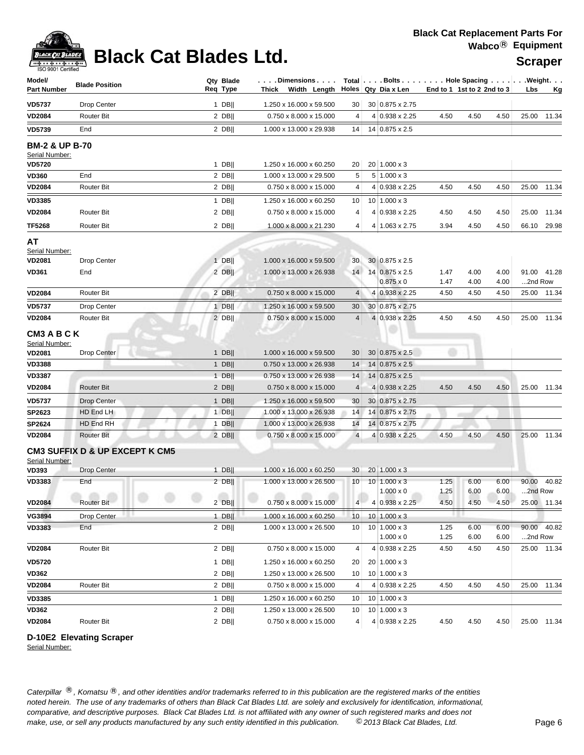# Black Cat Blades Ltd.

**Black Cat Replacement Parts For Wabco® Equipment**

**Scraper**

| Model/ Part Number | Blade Position | Qty Req | Blade Type | Dimensions Thick Width Length | Total Holes | Bolts Qty | Bolts Dia x Len | Hole Spacing End to 1 | 1st to 2 | 2nd to 3 | Weight Lbs | Kg |
|---|---|---|---|---|---|---|---|---|---|---|---|---|
| **VD5737** | Drop Center | 1 | DB\|\| | 1.250 x 16.000 x 59.500 | 30 | 30 | 0.875 x 2.75 | | | | | |
| **VD2084** | Router Bit | 2 | DB\|\| | 0.750 x 8.000 x 15.000 | 4 | 4 | 0.938 x 2.25 | 4.50 | 4.50 | 4.50 | 25.00 | 11.34 |
| **VD5739** | End | 2 | DB\|\| | 1.000 x 13.000 x 29.938 | 14 | 14 | 0.875 x 2.5 | | | | | |
| **BM-2 & UP B-70** | | | | | | | | | | | | |
| Serial Number: | | | | | | | | | | | | |
| **VD5720** | | 1 | DB\|\| | 1.250 x 16.000 x 60.250 | 20 | 20 | 1.000 x 3 | | | | | |
| **VD360** | End | 2 | DB\|\| | 1.000 x 13.000 x 29.500 | 5 | 5 | 1.000 x 3 | | | | | |
| **VD2084** | Router Bit | 2 | DB\|\| | 0.750 x 8.000 x 15.000 | 4 | 4 | 0.938 x 2.25 | 4.50 | 4.50 | 4.50 | 25.00 | 11.34 |
| **VD3385** | | 1 | DB\|\| | 1.250 x 16.000 x 60.250 | 10 | 10 | 1.000 x 3 | | | | | |
| **VD2084** | Router Bit | 2 | DB\|\| | 0.750 x 8.000 x 15.000 | 4 | 4 | 0.938 x 2.25 | 4.50 | 4.50 | 4.50 | 25.00 | 11.34 |
| **TF5268** | Router Bit | 2 | DB\|\| | 1.000 x 8.000 x 21.230 | 4 | 4 | 1.063 x 2.75 | 3.94 | 4.50 | 4.50 | 66.10 | 29.98 |
| **AT** | | | | | | | | | | | | |
| Serial Number: | | | | | | | | | | | | |
| **VD2081** | Drop Center | 1 | DB\|\| | 1.000 x 16.000 x 59.500 | 30 | 30 | 0.875 x 2.5 | | | | | |
| **VD361** | End | 2 | DB\|\| | 1.000 x 13.000 x 26.938 | 14 | 14 | 0.875 x 2.5 | 1.47 | 4.00 | 4.00 | 91.00 | 41.28 |
| | | | | | | | 0.875 x 0 | 1.47 | 4.00 | 4.00 | ...2nd Row | |
| **VD2084** | Router Bit | 2 | DB\|\| | 0.750 x 8.000 x 15.000 | 4 | 4 | 0.938 x 2.25 | 4.50 | 4.50 | 4.50 | 25.00 | 11.34 |
| **VD5737** | Drop Center | 1 | DB\|\| | 1.250 x 16.000 x 59.500 | 30 | 30 | 0.875 x 2.75 | | | | | |
| **VD2084** | Router Bit | 2 | DB\|\| | 0.750 x 8.000 x 15.000 | 4 | 4 | 0.938 x 2.25 | 4.50 | 4.50 | 4.50 | 25.00 | 11.34 |
| **CM3 A B C K** | | | | | | | | | | | | |
| Serial Number: | | | | | | | | | | | | |
| **VD2081** | Drop Center | 1 | DB\|\| | 1.000 x 16.000 x 59.500 | 30 | 30 | 0.875 x 2.5 | | | | | |
| **VD3388** | | 1 | DB\|\| | 0.750 x 13.000 x 26.938 | 14 | 14 | 0.875 x 2.5 | | | | | |
| **VD3387** | | 1 | DB\|\| | 0.750 x 13.000 x 26.938 | 14 | 14 | 0.875 x 2.5 | | | | | |
| **VD2084** | Router Bit | 2 | DB\|\| | 0.750 x 8.000 x 15.000 | 4 | 4 | 0.938 x 2.25 | 4.50 | 4.50 | 4.50 | 25.00 | 11.34 |
| **VD5737** | Drop Center | 1 | DB\|\| | 1.250 x 16.000 x 59.500 | 30 | 30 | 0.875 x 2.75 | | | | | |
| **SP2623** | HD End LH | 1 | DB\|\| | 1.000 x 13.000 x 26.938 | 14 | 14 | 0.875 x 2.75 | | | | | |
| **SP2624** | HD End RH | 1 | DB\|\| | 1.000 x 13.000 x 26.938 | 14 | 14 | 0.875 x 2.75 | | | | | |
| **VD2084** | Router Bit | 2 | DB\|\| | 0.750 x 8.000 x 15.000 | 4 | 4 | 0.938 x 2.25 | 4.50 | 4.50 | 4.50 | 25.00 | 11.34 |
| **CM3 SUFFIX D & UP EXCEPT K CM5** | | | | | | | | | | | | |
| Serial Number: | | | | | | | | | | | | |
| **VD393** | Drop Center | 1 | DB\|\| | 1.000 x 16.000 x 60.250 | 30 | 20 | 1.000 x 3 | | | | | |
| **VD3383** | End | 2 | DB\|\| | 1.000 x 13.000 x 26.500 | 10 | 10 | 1.000 x 3 | 1.25 | 6.00 | 6.00 | 90.00 | 40.82 |
| | | | | | | | 1.000 x 0 | 1.25 | 6.00 | 6.00 | ...2nd Row | |
| **VD2084** | Router Bit | 2 | DB\|\| | 0.750 x 8.000 x 15.000 | 4 | 4 | 0.938 x 2.25 | 4.50 | 4.50 | 4.50 | 25.00 | 11.34 |
| **VG3894** | Drop Center | 1 | DB\|\| | 1.000 x 16.000 x 60.250 | 10 | 10 | 1.000 x 3 | | | | | |
| **VD3383** | End | 2 | DB\|\| | 1.000 x 13.000 x 26.500 | 10 | 10 | 1.000 x 3 | 1.25 | 6.00 | 6.00 | 90.00 | 40.82 |
| | | | | | | | 1.000 x 0 | 1.25 | 6.00 | 6.00 | ...2nd Row | |
| **VD2084** | Router Bit | 2 | DB\|\| | 0.750 x 8.000 x 15.000 | 4 | 4 | 0.938 x 2.25 | 4.50 | 4.50 | 4.50 | 25.00 | 11.34 |
| **VD5720** | | 1 | DB\|\| | 1.250 x 16.000 x 60.250 | 20 | 20 | 1.000 x 3 | | | | | |
| **VD362** | | 2 | DB\|\| | 1.250 x 13.000 x 26.500 | 10 | 10 | 1.000 x 3 | | | | | |
| **VD2084** | Router Bit | 2 | DB\|\| | 0.750 x 8.000 x 15.000 | 4 | 4 | 0.938 x 2.25 | 4.50 | 4.50 | 4.50 | 25.00 | 11.34 |
| **VD3385** | | 1 | DB\|\| | 1.250 x 16.000 x 60.250 | 10 | 10 | 1.000 x 3 | | | | | |
| **VD362** | | 2 | DB\|\| | 1.250 x 13.000 x 26.500 | 10 | 10 | 1.000 x 3 | | | | | |
| **VD2084** | Router Bit | 2 | DB\|\| | 0.750 x 8.000 x 15.000 | 4 | 4 | 0.938 x 2.25 | 4.50 | 4.50 | 4.50 | 25.00 | 11.34 |

**D-10E2 Elevating Scraper**

Serial Number:

*Caterpillar ®, Komatsu ®, and other identities and/or trademarks referred to in this publication are the registered marks of the entities noted herein. The use of any trademarks of others than Black Cat Blades Ltd. are solely and exclusively for identification, informational, comparative, and descriptive purposes. Black Cat Blades Ltd. is not affiliated with any owner of such registered marks and does not make, use, or sell any products manufactured by any such entity identified in this publication. © 2013 Black Cat Blades, Ltd.*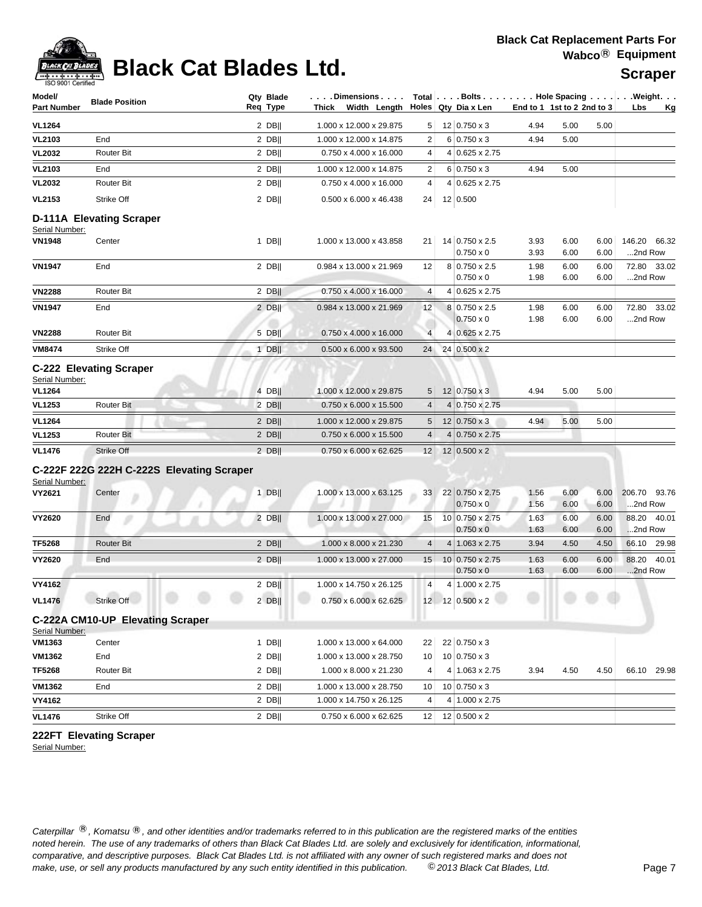# Black Cat Blades Ltd.

**Black Cat Replacement Parts For Wabco® Equipment**

**Scraper**

| Model/ Part Number | Blade Position | Qty Req | Blade Type | Dimensions Thick x Width x Length | Total Holes | Bolts Qty | Bolts Dia x Len | Hole Spacing End to 1 | 1st to 2 | 2nd to 3 | Weight Lbs | Weight Kg |
|---|---|---|---|---|---|---|---|---|---|---|---|---|
| **VL1264** | | 2 | DB‖ | 1.000 x 12.000 x 29.875 | 5 | 12 | 0.750 x 3 | 4.94 | 5.00 | 5.00 | | |
| **VL2103** | End | 2 | DB‖ | 1.000 x 12.000 x 14.875 | 2 | 6 | 0.750 x 3 | 4.94 | 5.00 | | | |
| **VL2032** | Router Bit | 2 | DB‖ | 0.750 x 4.000 x 16.000 | 4 | 4 | 0.625 x 2.75 | | | | | |
| **VL2103** | End | 2 | DB‖ | 1.000 x 12.000 x 14.875 | 2 | 6 | 0.750 x 3 | 4.94 | 5.00 | | | |
| **VL2032** | Router Bit | 2 | DB‖ | 0.750 x 4.000 x 16.000 | 4 | 4 | 0.625 x 2.75 | | | | | |
| **VL2153** | Strike Off | 2 | DB‖ | 0.500 x 6.000 x 46.438 | 24 | 12 | 0.500 | | | | | |

## D-111A Elevating Scraper

Serial Number:

| Model/ Part Number | Blade Position | Qty Req | Blade Type | Dimensions Thick x Width x Length | Total Holes | Bolts Qty | Bolts Dia x Len | Hole Spacing End to 1 | 1st to 2 | 2nd to 3 | Weight Lbs | Weight Kg |
|---|---|---|---|---|---|---|---|---|---|---|---|---|
| **VN1948** | Center | 1 | DB‖ | 1.000 x 13.000 x 43.858 | 21 | 14 | 0.750 x 2.5 | 3.93 | 6.00 | 6.00 | 146.20 | 66.32 |
| | | | | | | | 0.750 x 0 | 3.93 | 6.00 | 6.00 | ...2nd Row | |
| **VN1947** | End | 2 | DB‖ | 0.984 x 13.000 x 21.969 | 12 | 8 | 0.750 x 2.5 | 1.98 | 6.00 | 6.00 | 72.80 | 33.02 |
| | | | | | | | 0.750 x 0 | 1.98 | 6.00 | 6.00 | ...2nd Row | |
| **VN2288** | Router Bit | 2 | DB‖ | 0.750 x 4.000 x 16.000 | 4 | 4 | 0.625 x 2.75 | | | | | |
| **VN1947** | End | 2 | DB‖ | 0.984 x 13.000 x 21.969 | 12 | 8 | 0.750 x 2.5 | 1.98 | 6.00 | 6.00 | 72.80 | 33.02 |
| | | | | | | | 0.750 x 0 | 1.98 | 6.00 | 6.00 | ...2nd Row | |
| **VN2288** | Router Bit | 5 | DB‖ | 0.750 x 4.000 x 16.000 | 4 | 4 | 0.625 x 2.75 | | | | | |
| **VM8474** | Strike Off | 1 | DB‖ | 0.500 x 6.000 x 93.500 | 24 | 24 | 0.500 x 2 | | | | | |

## C-222 Elevating Scraper

Serial Number:

| Model/ Part Number | Blade Position | Qty Req | Blade Type | Dimensions Thick x Width x Length | Total Holes | Bolts Qty | Bolts Dia x Len | Hole Spacing End to 1 | 1st to 2 | 2nd to 3 | Weight Lbs | Weight Kg |
|---|---|---|---|---|---|---|---|---|---|---|---|---|
| **VL1264** | | 4 | DB‖ | 1.000 x 12.000 x 29.875 | 5 | 12 | 0.750 x 3 | 4.94 | 5.00 | 5.00 | | |
| **VL1253** | Router Bit | 2 | DB‖ | 0.750 x 6.000 x 15.500 | 4 | 4 | 0.750 x 2.75 | | | | | |
| **VL1264** | | 2 | DB‖ | 1.000 x 12.000 x 29.875 | 5 | 12 | 0.750 x 3 | 4.94 | 5.00 | 5.00 | | |
| **VL1253** | Router Bit | 2 | DB‖ | 0.750 x 6.000 x 15.500 | 4 | 4 | 0.750 x 2.75 | | | | | |
| **VL1476** | Strike Off | 2 | DB‖ | 0.750 x 6.000 x 62.625 | 12 | 12 | 0.500 x 2 | | | | | |

## C-222F 222G 222H C-222S Elevating Scraper

Serial Number:

| Model/ Part Number | Blade Position | Qty Req | Blade Type | Dimensions Thick x Width x Length | Total Holes | Bolts Qty | Bolts Dia x Len | Hole Spacing End to 1 | 1st to 2 | 2nd to 3 | Weight Lbs | Weight Kg |
|---|---|---|---|---|---|---|---|---|---|---|---|---|
| **VY2621** | Center | 1 | DB‖ | 1.000 x 13.000 x 63.125 | 33 | 22 | 0.750 x 2.75 | 1.56 | 6.00 | 6.00 | 206.70 | 93.76 |
| | | | | | | | 0.750 x 0 | 1.56 | 6.00 | 6.00 | ...2nd Row | |
| **VY2620** | End | 2 | DB‖ | 1.000 x 13.000 x 27.000 | 15 | 10 | 0.750 x 2.75 | 1.63 | 6.00 | 6.00 | 88.20 | 40.01 |
| | | | | | | | 0.750 x 0 | 1.63 | 6.00 | 6.00 | ...2nd Row | |
| **TF5268** | Router Bit | 2 | DB‖ | 1.000 x 8.000 x 21.230 | 4 | 4 | 1.063 x 2.75 | 3.94 | 4.50 | 4.50 | 66.10 | 29.98 |
| **VY2620** | End | 2 | DB‖ | 1.000 x 13.000 x 27.000 | 15 | 10 | 0.750 x 2.75 | 1.63 | 6.00 | 6.00 | 88.20 | 40.01 |
| | | | | | | | 0.750 x 0 | 1.63 | 6.00 | 6.00 | ...2nd Row | |
| **VY4162** | | 2 | DB‖ | 1.000 x 14.750 x 26.125 | 4 | 4 | 1.000 x 2.75 | | | | | |
| **VL1476** | Strike Off | 2 | DB‖ | 0.750 x 6.000 x 62.625 | 12 | 12 | 0.500 x 2 | | | | | |

## C-222A CM10-UP Elevating Scraper

Serial Number:

| Model/ Part Number | Blade Position | Qty Req | Blade Type | Dimensions Thick x Width x Length | Total Holes | Bolts Qty | Bolts Dia x Len | Hole Spacing End to 1 | 1st to 2 | 2nd to 3 | Weight Lbs | Weight Kg |
|---|---|---|---|---|---|---|---|---|---|---|---|---|
| **VM1363** | Center | 1 | DB‖ | 1.000 x 13.000 x 64.000 | 22 | 22 | 0.750 x 3 | | | | | |
| **VM1362** | End | 2 | DB‖ | 1.000 x 13.000 x 28.750 | 10 | 10 | 0.750 x 3 | | | | | |
| **TF5268** | Router Bit | 2 | DB‖ | 1.000 x 8.000 x 21.230 | 4 | 4 | 1.063 x 2.75 | 3.94 | 4.50 | 4.50 | 66.10 | 29.98 |
| **VM1362** | End | 2 | DB‖ | 1.000 x 13.000 x 28.750 | 10 | 10 | 0.750 x 3 | | | | | |
| **VY4162** | | 2 | DB‖ | 1.000 x 14.750 x 26.125 | 4 | 4 | 1.000 x 2.75 | | | | | |
| **VL1476** | Strike Off | 2 | DB‖ | 0.750 x 6.000 x 62.625 | 12 | 12 | 0.500 x 2 | | | | | |

## 222FT Elevating Scraper

Serial Number:

*Caterpillar ®, Komatsu ®, and other identities and/or trademarks referred to in this publication are the registered marks of the entities noted herein. The use of any trademarks of others than Black Cat Blades Ltd. are solely and exclusively for identification, informational, comparative, and descriptive purposes. Black Cat Blades Ltd. is not affiliated with any owner of such registered marks and does not make, use, or sell any products manufactured by any such entity identified in this publication. © 2013 Black Cat Blades, Ltd.*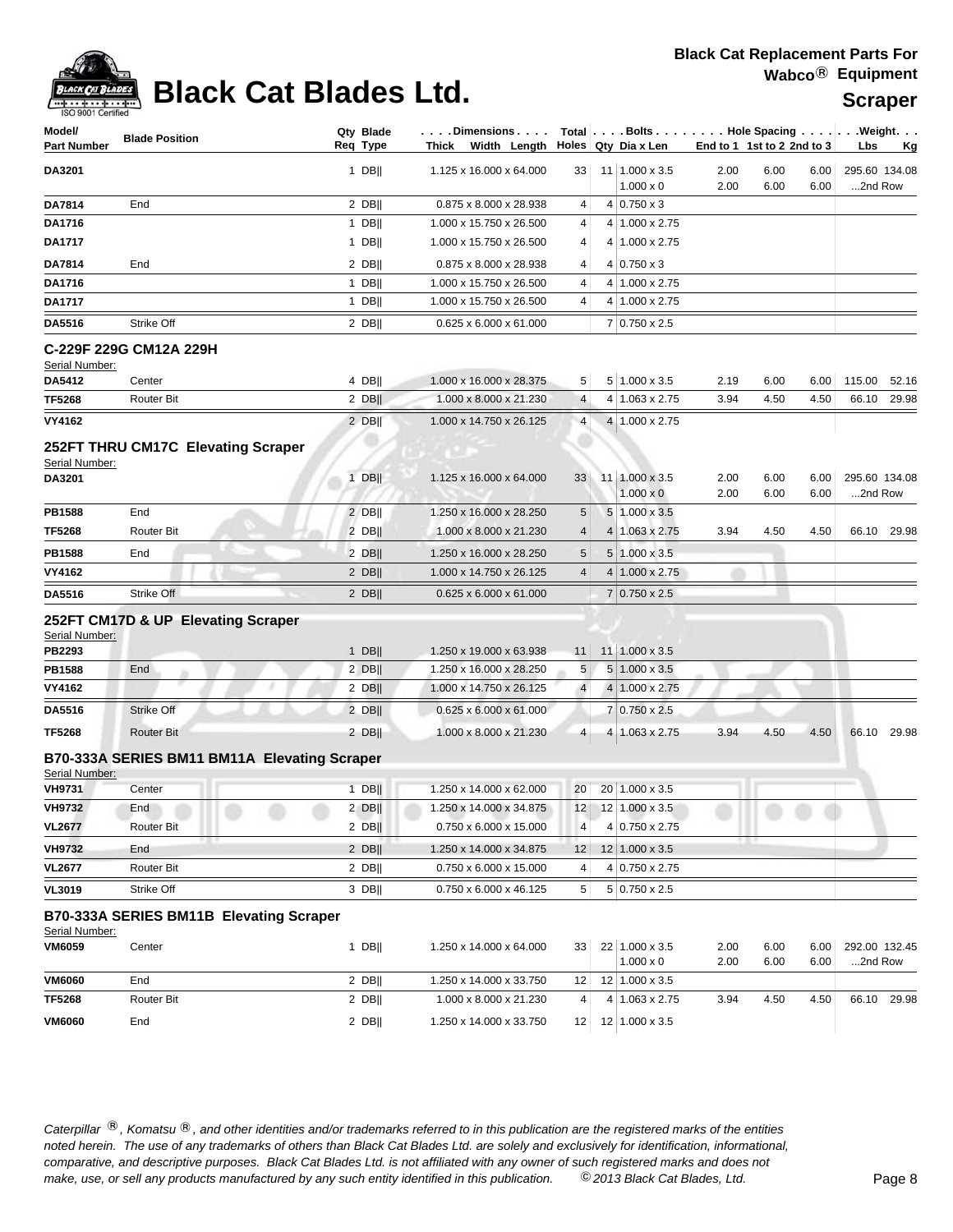# Black Cat Blades Ltd.

**Black Cat Replacement Parts For Wabco® Equipment**

**Scraper**

| Model/ Part Number | Blade Position | Qty Req | Blade Type | Dimensions Thick x Width x Length | Total Holes | Bolts Qty | Bolts Dia x Len | Hole Spacing End to 1 | 1st to 2 | 2nd to 3 | Weight Lbs | Kg |
|---|---|---|---|---|---|---|---|---|---|---|---|---|
| **DA3201** | | 1 | DB\|\| | 1.125 x 16.000 x 64.000 | 33 | 11 | 1.000 x 3.5 | 2.00 | 6.00 | 6.00 | 295.60 | 134.08 |
| | | | | | | | 1.000 x 0 | 2.00 | 6.00 | 6.00 | ...2nd Row | |
| **DA7814** | End | 2 | DB\|\| | 0.875 x 8.000 x 28.938 | 4 | 4 | 0.750 x 3 | | | | | |
| **DA1716** | | 1 | DB\|\| | 1.000 x 15.750 x 26.500 | 4 | 4 | 1.000 x 2.75 | | | | | |
| **DA1717** | | 1 | DB\|\| | 1.000 x 15.750 x 26.500 | 4 | 4 | 1.000 x 2.75 | | | | | |
| **DA7814** | End | 2 | DB\|\| | 0.875 x 8.000 x 28.938 | 4 | 4 | 0.750 x 3 | | | | | |
| **DA1716** | | 1 | DB\|\| | 1.000 x 15.750 x 26.500 | 4 | 4 | 1.000 x 2.75 | | | | | |
| **DA1717** | | 1 | DB\|\| | 1.000 x 15.750 x 26.500 | 4 | 4 | 1.000 x 2.75 | | | | | |
| **DA5516** | Strike Off | 2 | DB\|\| | 0.625 x 6.000 x 61.000 | | 7 | 0.750 x 2.5 | | | | | |

### C-229F 229G CM12A 229H

Serial Number:

| Model/ Part Number | Blade Position | Qty Req | Blade Type | Dimensions Thick x Width x Length | Total Holes | Bolts Qty | Bolts Dia x Len | Hole Spacing End to 1 | 1st to 2 | 2nd to 3 | Weight Lbs | Kg |
|---|---|---|---|---|---|---|---|---|---|---|---|---|
| **DA5412** | Center | 4 | DB\|\| | 1.000 x 16.000 x 28.375 | 5 | 5 | 1.000 x 3.5 | 2.19 | 6.00 | 6.00 | 115.00 | 52.16 |
| **TF5268** | Router Bit | 2 | DB\|\| | 1.000 x 8.000 x 21.230 | 4 | 4 | 1.063 x 2.75 | 3.94 | 4.50 | 4.50 | 66.10 | 29.98 |
| **VY4162** | | 2 | DB\|\| | 1.000 x 14.750 x 26.125 | 4 | 4 | 1.000 x 2.75 | | | | | |

### 252FT THRU CM17C Elevating Scraper

Serial Number:

| Model/ Part Number | Blade Position | Qty Req | Blade Type | Dimensions Thick x Width x Length | Total Holes | Bolts Qty | Bolts Dia x Len | Hole Spacing End to 1 | 1st to 2 | 2nd to 3 | Weight Lbs | Kg |
|---|---|---|---|---|---|---|---|---|---|---|---|---|
| **DA3201** | | 1 | DB\|\| | 1.125 x 16.000 x 64.000 | 33 | 11 | 1.000 x 3.5 | 2.00 | 6.00 | 6.00 | 295.60 | 134.08 |
| | | | | | | | 1.000 x 0 | 2.00 | 6.00 | 6.00 | ...2nd Row | |
| **PB1588** | End | 2 | DB\|\| | 1.250 x 16.000 x 28.250 | 5 | 5 | 1.000 x 3.5 | | | | | |
| **TF5268** | Router Bit | 2 | DB\|\| | 1.000 x 8.000 x 21.230 | 4 | 4 | 1.063 x 2.75 | 3.94 | 4.50 | 4.50 | 66.10 | 29.98 |
| **PB1588** | End | 2 | DB\|\| | 1.250 x 16.000 x 28.250 | 5 | 5 | 1.000 x 3.5 | | | | | |
| **VY4162** | | 2 | DB\|\| | 1.000 x 14.750 x 26.125 | 4 | 4 | 1.000 x 2.75 | | | | | |
| **DA5516** | Strike Off | 2 | DB\|\| | 0.625 x 6.000 x 61.000 | | 7 | 0.750 x 2.5 | | | | | |

### 252FT CM17D & UP Elevating Scraper

Serial Number:

| Model/ Part Number | Blade Position | Qty Req | Blade Type | Dimensions Thick x Width x Length | Total Holes | Bolts Qty | Bolts Dia x Len | Hole Spacing End to 1 | 1st to 2 | 2nd to 3 | Weight Lbs | Kg |
|---|---|---|---|---|---|---|---|---|---|---|---|---|
| **PB2293** | | 1 | DB\|\| | 1.250 x 19.000 x 63.938 | 11 | 11 | 1.000 x 3.5 | | | | | |
| **PB1588** | End | 2 | DB\|\| | 1.250 x 16.000 x 28.250 | 5 | 5 | 1.000 x 3.5 | | | | | |
| **VY4162** | | 2 | DB\|\| | 1.000 x 14.750 x 26.125 | 4 | 4 | 1.000 x 2.75 | | | | | |
| **DA5516** | Strike Off | 2 | DB\|\| | 0.625 x 6.000 x 61.000 | | 7 | 0.750 x 2.5 | | | | | |
| **TF5268** | Router Bit | 2 | DB\|\| | 1.000 x 8.000 x 21.230 | 4 | 4 | 1.063 x 2.75 | 3.94 | 4.50 | 4.50 | 66.10 | 29.98 |

### B70-333A SERIES BM11 BM11A Elevating Scraper

Serial Number:

| Model/ Part Number | Blade Position | Qty Req | Blade Type | Dimensions Thick x Width x Length | Total Holes | Bolts Qty | Bolts Dia x Len | Hole Spacing End to 1 | 1st to 2 | 2nd to 3 | Weight Lbs | Kg |
|---|---|---|---|---|---|---|---|---|---|---|---|---|
| **VH9731** | Center | 1 | DB\|\| | 1.250 x 14.000 x 62.000 | 20 | 20 | 1.000 x 3.5 | | | | | |
| **VH9732** | End | 2 | DB\|\| | 1.250 x 14.000 x 34.875 | 12 | 12 | 1.000 x 3.5 | | | | | |
| **VL2677** | Router Bit | 2 | DB\|\| | 0.750 x 6.000 x 15.000 | 4 | 4 | 0.750 x 2.75 | | | | | |
| **VH9732** | End | 2 | DB\|\| | 1.250 x 14.000 x 34.875 | 12 | 12 | 1.000 x 3.5 | | | | | |
| **VL2677** | Router Bit | 2 | DB\|\| | 0.750 x 6.000 x 15.000 | 4 | 4 | 0.750 x 2.75 | | | | | |
| **VL3019** | Strike Off | 3 | DB\|\| | 0.750 x 6.000 x 46.125 | 5 | 5 | 0.750 x 2.5 | | | | | |

### B70-333A SERIES BM11B Elevating Scraper

Serial Number:

| Model/ Part Number | Blade Position | Qty Req | Blade Type | Dimensions Thick x Width x Length | Total Holes | Bolts Qty | Bolts Dia x Len | Hole Spacing End to 1 | 1st to 2 | 2nd to 3 | Weight Lbs | Kg |
|---|---|---|---|---|---|---|---|---|---|---|---|---|
| **VM6059** | Center | 1 | DB\|\| | 1.250 x 14.000 x 64.000 | 33 | 22 | 1.000 x 3.5 | 2.00 | 6.00 | 6.00 | 292.00 | 132.45 |
| | | | | | | | 1.000 x 0 | 2.00 | 6.00 | 6.00 | ...2nd Row | |
| **VM6060** | End | 2 | DB\|\| | 1.250 x 14.000 x 33.750 | 12 | 12 | 1.000 x 3.5 | | | | | |
| **TF5268** | Router Bit | 2 | DB\|\| | 1.000 x 8.000 x 21.230 | 4 | 4 | 1.063 x 2.75 | 3.94 | 4.50 | 4.50 | 66.10 | 29.98 |
| **VM6060** | End | 2 | DB\|\| | 1.250 x 14.000 x 33.750 | 12 | 12 | 1.000 x 3.5 | | | | | |

*Caterpillar ®, Komatsu ®, and other identities and/or trademarks referred to in this publication are the registered marks of the entities noted herein. The use of any trademarks of others than Black Cat Blades Ltd. are solely and exclusively for identification, informational, comparative, and descriptive purposes. Black Cat Blades Ltd. is not affiliated with any owner of such registered marks and does not make, use, or sell any products manufactured by any such entity identified in this publication. © 2013 Black Cat Blades, Ltd.*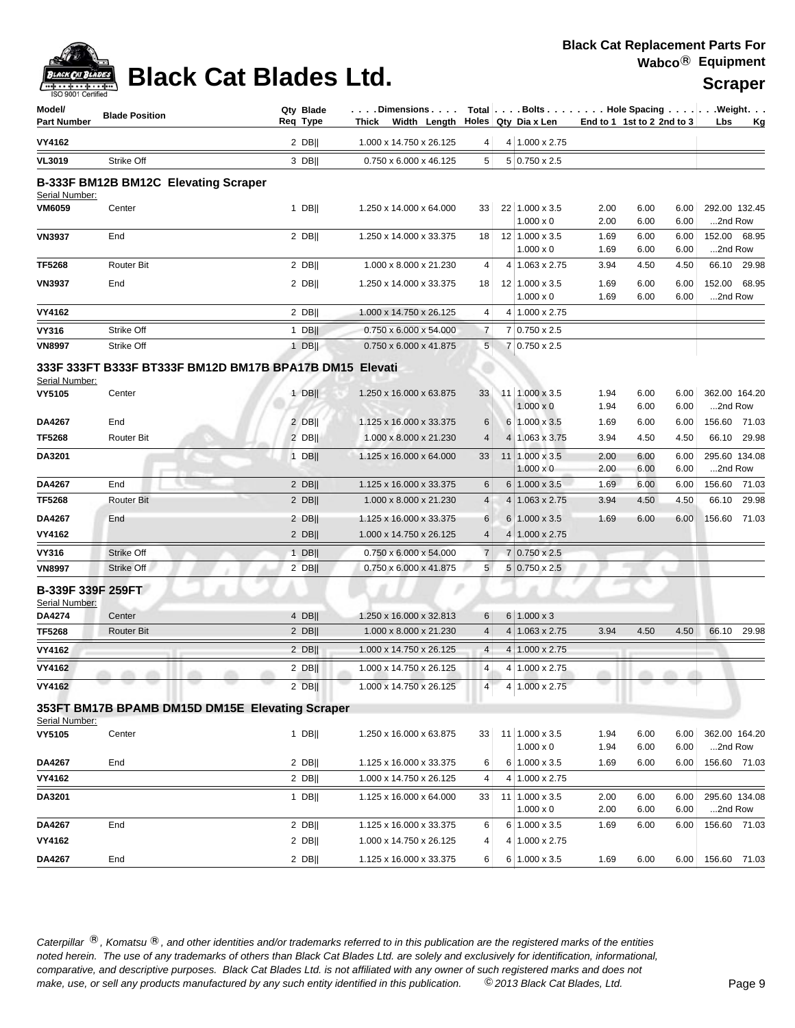# Black Cat Blades Ltd.

**Black Cat Replacement Parts For Wabco® Equipment**

**Scraper**

| Model/ Part Number | Blade Position | Qty Req | Blade Type | Dimensions Thick Width Length | Total Holes | Bolts Qty | Dia x Len | Hole Spacing End to 1 | 1st to 2 | 2nd to 3 | Weight Lbs | Kg |
|---|---|---|---|---|---|---|---|---|---|---|---|---|
| **VY4162** | | 2 | DB‖ | 1.000 x 14.750 x 26.125 | 4 | 4 | 1.000 x 2.75 | | | | | |
| **VL3019** | Strike Off | 3 | DB‖ | 0.750 x 6.000 x 46.125 | 5 | 5 | 0.750 x 2.5 | | | | | |
| **B-333F BM12B BM12C Elevating Scraper** | | | | | | | | | | | | |
| Serial Number: | | | | | | | | | | | | |
| **VM6059** | Center | 1 | DB‖ | 1.250 x 14.000 x 64.000 | 33 | 22 | 1.000 x 3.5 | 2.00 | 6.00 | 6.00 | 292.00 | 132.45 |
| | | | | | | | 1.000 x 0 | 2.00 | 6.00 | 6.00 | ...2nd Row | |
| **VN3937** | End | 2 | DB‖ | 1.250 x 14.000 x 33.375 | 18 | 12 | 1.000 x 3.5 | 1.69 | 6.00 | 6.00 | 152.00 | 68.95 |
| | | | | | | | 1.000 x 0 | 1.69 | 6.00 | 6.00 | ...2nd Row | |
| **TF5268** | Router Bit | 2 | DB‖ | 1.000 x 8.000 x 21.230 | 4 | 4 | 1.063 x 2.75 | 3.94 | 4.50 | 4.50 | 66.10 | 29.98 |
| **VN3937** | End | 2 | DB‖ | 1.250 x 14.000 x 33.375 | 18 | 12 | 1.000 x 3.5 | 1.69 | 6.00 | 6.00 | 152.00 | 68.95 |
| | | | | | | | 1.000 x 0 | 1.69 | 6.00 | 6.00 | ...2nd Row | |
| **VY4162** | | 2 | DB‖ | 1.000 x 14.750 x 26.125 | 4 | 4 | 1.000 x 2.75 | | | | | |
| **VY316** | Strike Off | 1 | DB‖ | 0.750 x 6.000 x 54.000 | 7 | 7 | 0.750 x 2.5 | | | | | |
| **VN8997** | Strike Off | 1 | DB‖ | 0.750 x 6.000 x 41.875 | 5 | 7 | 0.750 x 2.5 | | | | | |
| **333F 333FT B333F BT333F BM12D BM17B BPA17B DM15 Elevati** | | | | | | | | | | | | |
| Serial Number: | | | | | | | | | | | | |
| **VY5105** | Center | 1 | DB‖ | 1.250 x 16.000 x 63.875 | 33 | 11 | 1.000 x 3.5 | 1.94 | 6.00 | 6.00 | 362.00 | 164.20 |
| | | | | | | | 1.000 x 0 | 1.94 | 6.00 | 6.00 | ...2nd Row | |
| **DA4267** | End | 2 | DB‖ | 1.125 x 16.000 x 33.375 | 6 | 6 | 1.000 x 3.5 | 1.69 | 6.00 | 6.00 | 156.60 | 71.03 |
| **TF5268** | Router Bit | 2 | DB‖ | 1.000 x 8.000 x 21.230 | 4 | 4 | 1.063 x 3.75 | 3.94 | 4.50 | 4.50 | 66.10 | 29.98 |
| **DA3201** | | 1 | DB‖ | 1.125 x 16.000 x 64.000 | 33 | 11 | 1.000 x 3.5 | 2.00 | 6.00 | 6.00 | 295.60 | 134.08 |
| | | | | | | | 1.000 x 0 | 2.00 | 6.00 | 6.00 | ...2nd Row | |
| **DA4267** | End | 2 | DB‖ | 1.125 x 16.000 x 33.375 | 6 | 6 | 1.000 x 3.5 | 1.69 | 6.00 | 6.00 | 156.60 | 71.03 |
| **TF5268** | Router Bit | 2 | DB‖ | 1.000 x 8.000 x 21.230 | 4 | 4 | 1.063 x 2.75 | 3.94 | 4.50 | 4.50 | 66.10 | 29.98 |
| **DA4267** | End | 2 | DB‖ | 1.125 x 16.000 x 33.375 | 6 | 6 | 1.000 x 3.5 | 1.69 | 6.00 | 6.00 | 156.60 | 71.03 |
| **VY4162** | | 2 | DB‖ | 1.000 x 14.750 x 26.125 | 4 | 4 | 1.000 x 2.75 | | | | | |
| **VY316** | Strike Off | 1 | DB‖ | 0.750 x 6.000 x 54.000 | 7 | 7 | 0.750 x 2.5 | | | | | |
| **VN8997** | Strike Off | 2 | DB‖ | 0.750 x 6.000 x 41.875 | 5 | 5 | 0.750 x 2.5 | | | | | |
| **B-339F 339F 259FT** | | | | | | | | | | | | |
| Serial Number: | | | | | | | | | | | | |
| **DA4274** | Center | 4 | DB‖ | 1.250 x 16.000 x 32.813 | 6 | 6 | 1.000 x 3 | | | | | |
| **TF5268** | Router Bit | 2 | DB‖ | 1.000 x 8.000 x 21.230 | 4 | 4 | 1.063 x 2.75 | 3.94 | 4.50 | 4.50 | 66.10 | 29.98 |
| **VY4162** | | 2 | DB‖ | 1.000 x 14.750 x 26.125 | 4 | 4 | 1.000 x 2.75 | | | | | |
| **VY4162** | | 2 | DB‖ | 1.000 x 14.750 x 26.125 | 4 | 4 | 1.000 x 2.75 | | | | | |
| **VY4162** | | 2 | DB‖ | 1.000 x 14.750 x 26.125 | 4 | 4 | 1.000 x 2.75 | | | | | |
| **353FT BM17B BPAMB DM15D DM15E Elevating Scraper** | | | | | | | | | | | | |
| Serial Number: | | | | | | | | | | | | |
| **VY5105** | Center | 1 | DB‖ | 1.250 x 16.000 x 63.875 | 33 | 11 | 1.000 x 3.5 | 1.94 | 6.00 | 6.00 | 362.00 | 164.20 |
| | | | | | | | 1.000 x 0 | 1.94 | 6.00 | 6.00 | ...2nd Row | |
| **DA4267** | End | 2 | DB‖ | 1.125 x 16.000 x 33.375 | 6 | 6 | 1.000 x 3.5 | 1.69 | 6.00 | 6.00 | 156.60 | 71.03 |
| **VY4162** | | 2 | DB‖ | 1.000 x 14.750 x 26.125 | 4 | 4 | 1.000 x 2.75 | | | | | |
| **DA3201** | | 1 | DB‖ | 1.125 x 16.000 x 64.000 | 33 | 11 | 1.000 x 3.5 | 2.00 | 6.00 | 6.00 | 295.60 | 134.08 |
| | | | | | | | 1.000 x 0 | 2.00 | 6.00 | 6.00 | ...2nd Row | |
| **DA4267** | End | 2 | DB‖ | 1.125 x 16.000 x 33.375 | 6 | 6 | 1.000 x 3.5 | 1.69 | 6.00 | 6.00 | 156.60 | 71.03 |
| **VY4162** | | 2 | DB‖ | 1.000 x 14.750 x 26.125 | 4 | 4 | 1.000 x 2.75 | | | | | |
| **DA4267** | End | 2 | DB‖ | 1.125 x 16.000 x 33.375 | 6 | 6 | 1.000 x 3.5 | 1.69 | 6.00 | 6.00 | 156.60 | 71.03 |

*Caterpillar ®, Komatsu ®, and other identities and/or trademarks referred to in this publication are the registered marks of the entities noted herein. The use of any trademarks of others than Black Cat Blades Ltd. are solely and exclusively for identification, informational, comparative, and descriptive purposes. Black Cat Blades Ltd. is not affiliated with any owner of such registered marks and does not make, use, or sell any products manufactured by any such entity identified in this publication. © 2013 Black Cat Blades, Ltd.*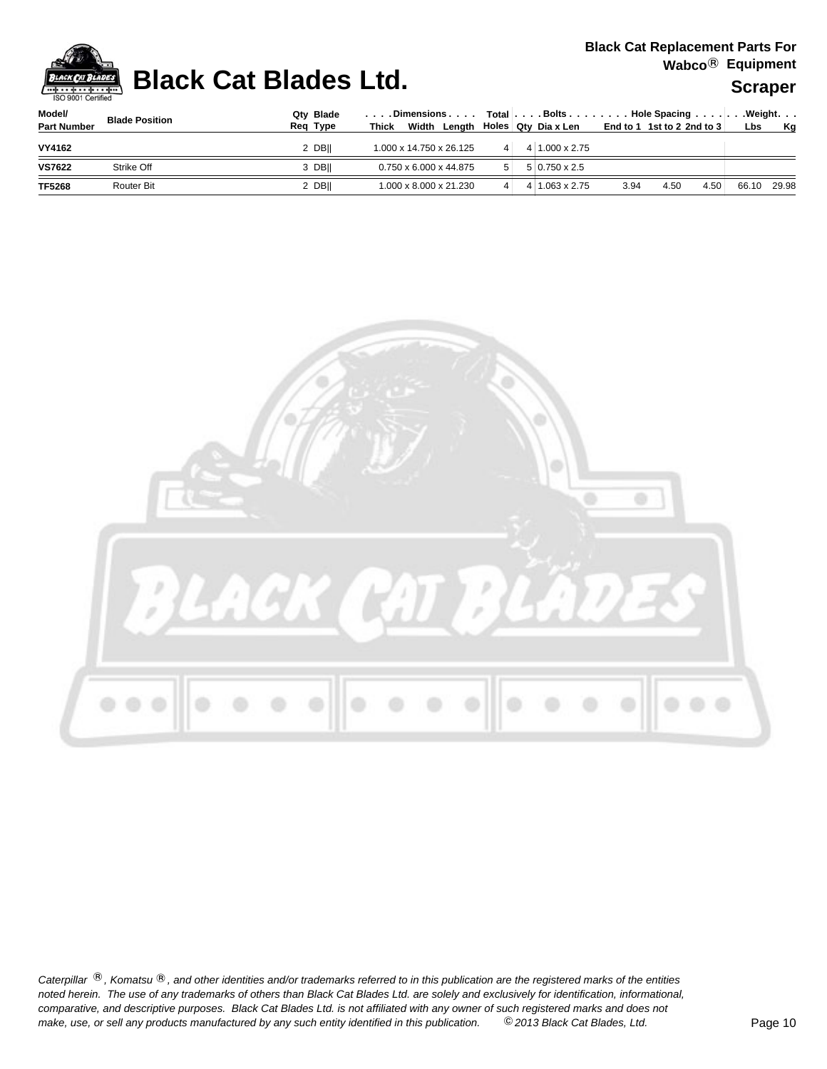# Black Cat Blades Ltd.

**Black Cat Replacement Parts For Wabco® Equipment**

**Scraper**

| Model/ Part Number | Blade Position | Qty Req | Blade Type | Dimensions Thick Width Length | Total Holes | Bolts Qty | Bolts Dia x Len | Hole Spacing End to 1 | 1st to 2 | 2nd to 3 | Weight Lbs | Weight Kg |
|---|---|---|---|---|---|---|---|---|---|---|---|---|
| VY4162 | | 2 | DB‖ | 1.000 x 14.750 x 26.125 | 4 | 4 | 1.000 x 2.75 | | | | | |
| VS7622 | Strike Off | 3 | DB‖ | 0.750 x 6.000 x 44.875 | 5 | 5 | 0.750 x 2.5 | | | | | |
| TF5268 | Router Bit | 2 | DB‖ | 1.000 x 8.000 x 21.230 | 4 | 4 | 1.063 x 2.75 | 3.94 | 4.50 | 4.50 | 66.10 | 29.98 |

*Caterpillar ®, Komatsu ®, and other identities and/or trademarks referred to in this publication are the registered marks of the entities noted herein. The use of any trademarks of others than Black Cat Blades Ltd. are solely and exclusively for identification, informational, comparative, and descriptive purposes. Black Cat Blades Ltd. is not affiliated with any owner of such registered marks and does not make, use, or sell any products manufactured by any such entity identified in this publication. © 2013 Black Cat Blades, Ltd.*